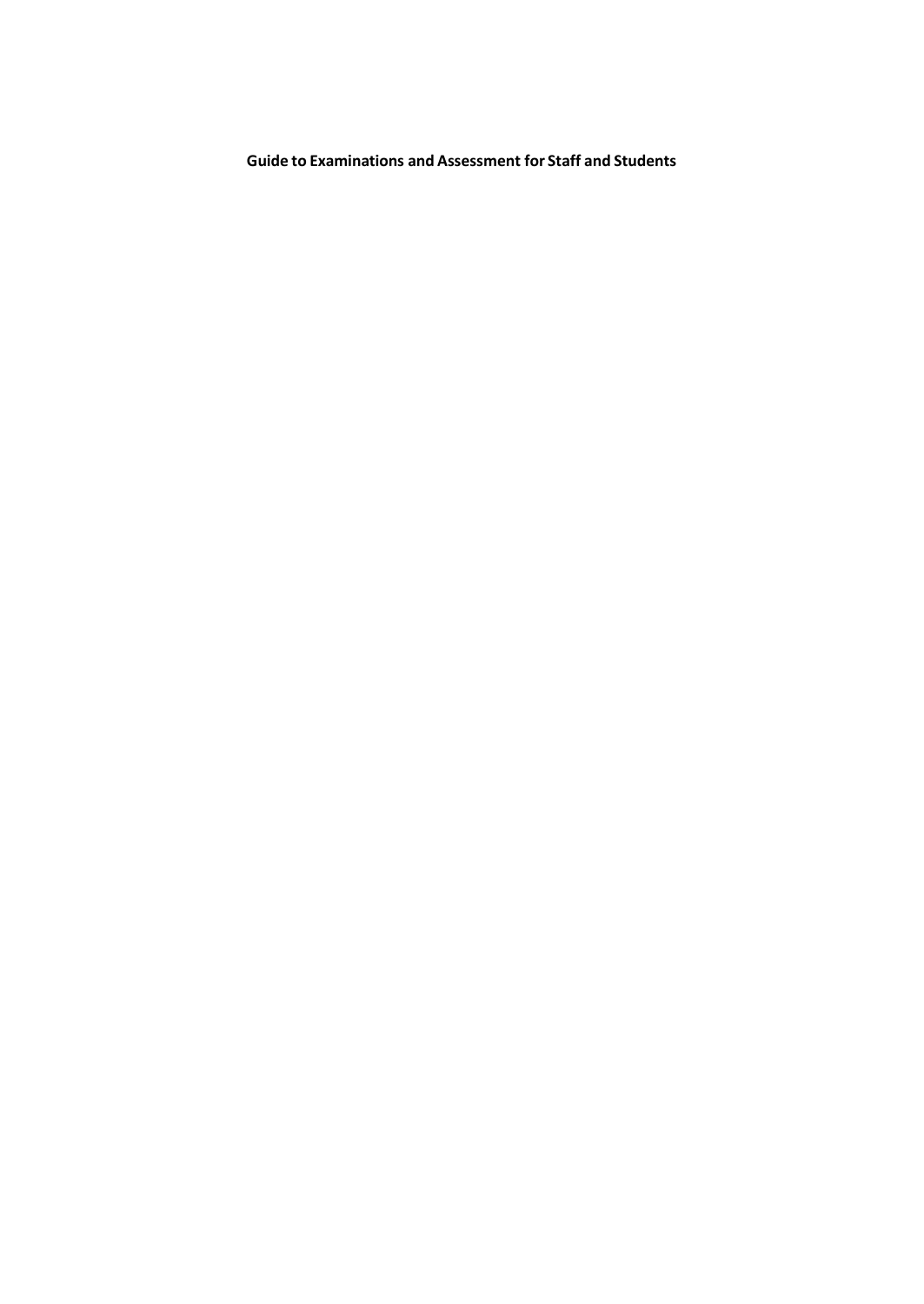# Guide to Examinations and Assessment for Staff and Students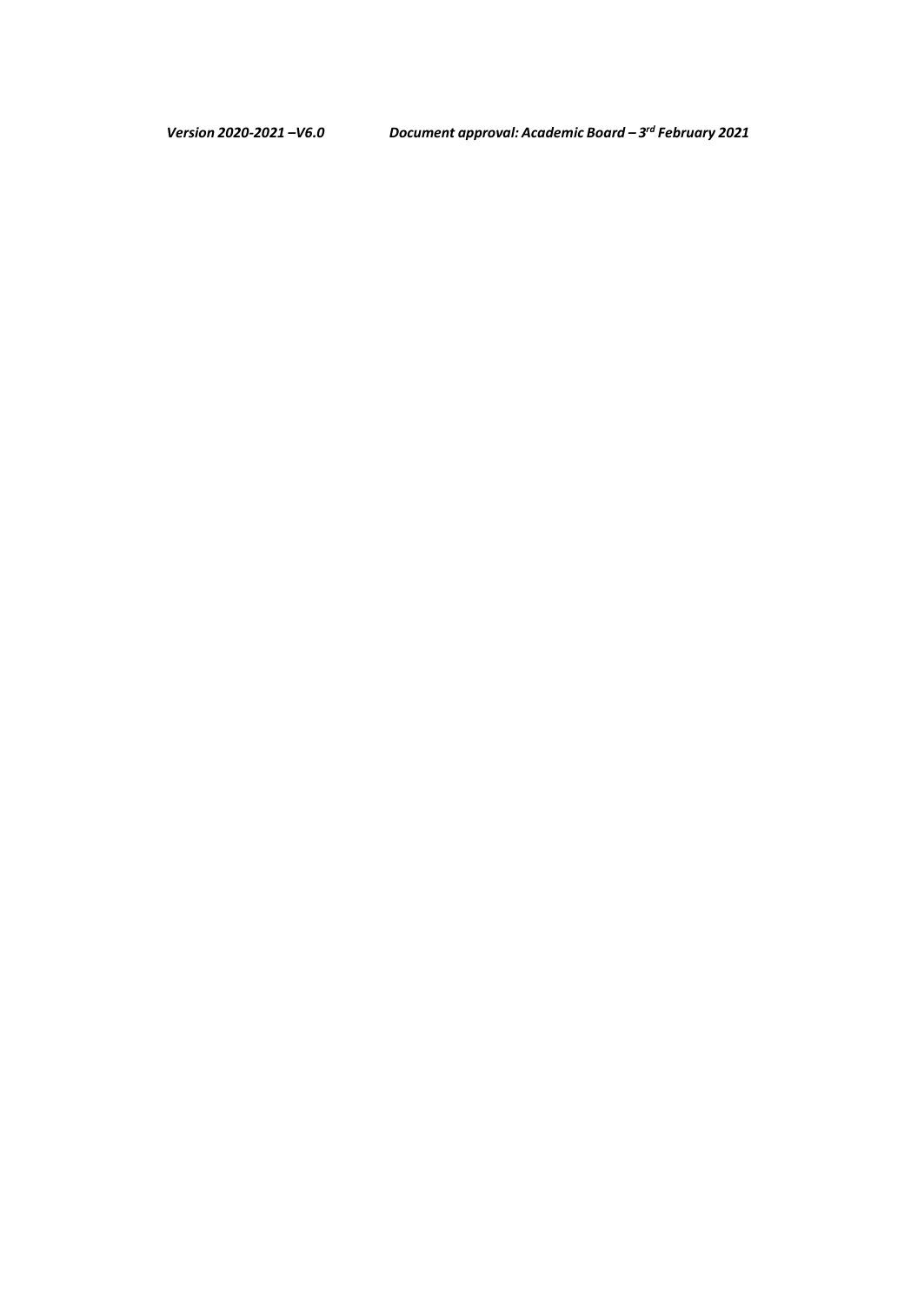*Version 2020-2021 –V6.0* *Document approval: Academic Board – 3rd February 2021*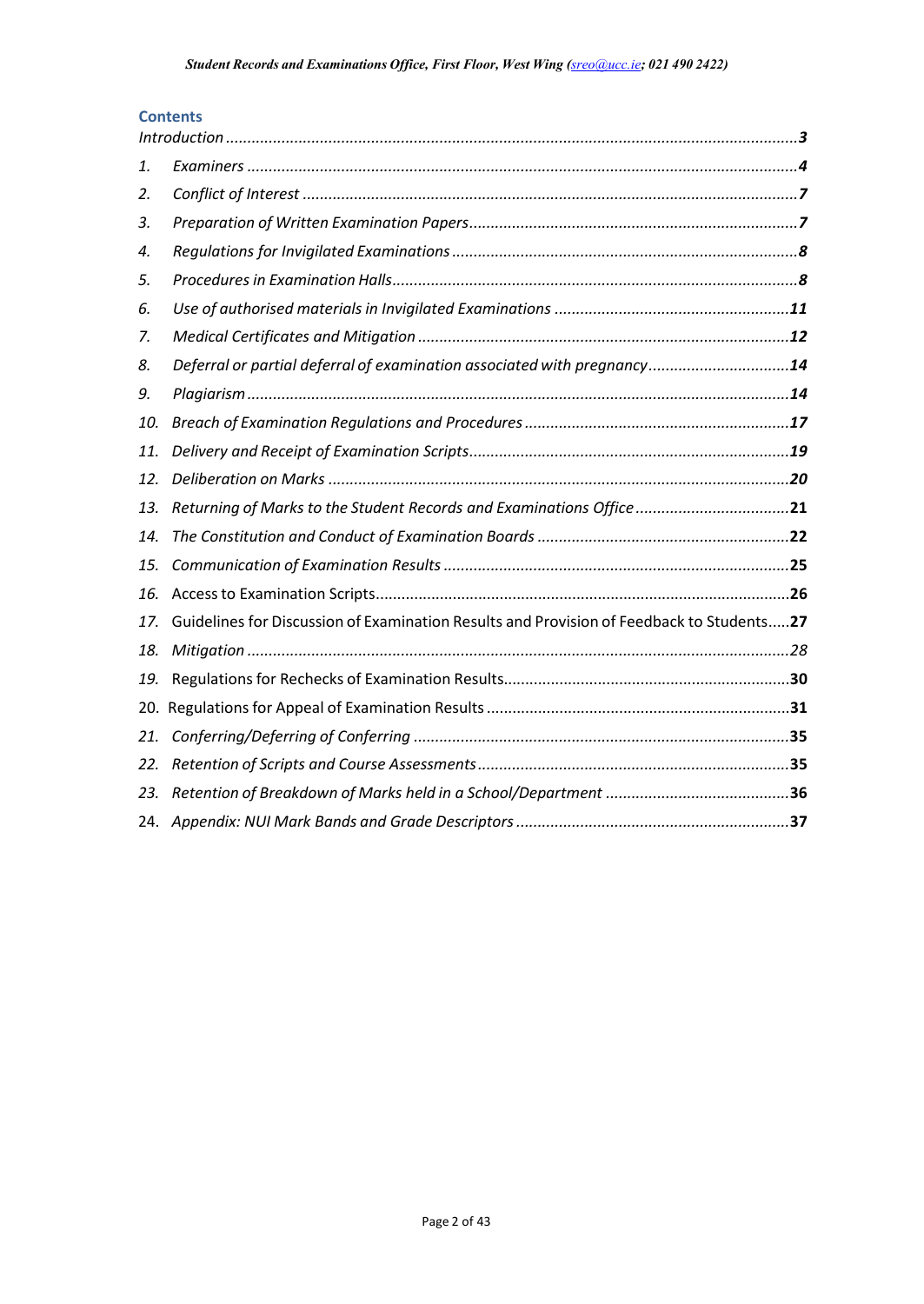## Contents

*Introduction* ............ **3**

1. *Examiners* ............ **4**
2. *Conflict of Interest* ............ **7**
3. *Preparation of Written Examination Papers* ............ **7**
4. *Regulations for Invigilated Examinations* ............ **8**
5. *Procedures in Examination Halls* ............ **8**
6. *Use of authorised materials in Invigilated Examinations* ............ **11**
7. *Medical Certificates and Mitigation* ............ **12**
8. *Deferral or partial deferral of examination associated with pregnancy* ............ **14**
9. *Plagiarism* ............ **14**
10. *Breach of Examination Regulations and Procedures* ............ **17**
11. *Delivery and Receipt of Examination Scripts* ............ **19**
12. *Deliberation on Marks* ............ **20**
13. *Returning of Marks to the Student Records and Examinations Office* ............ **21**
14. *The Constitution and Conduct of Examination Boards* ............ **22**
15. *Communication of Examination Results* ............ **25**
16. Access to Examination Scripts ............ **26**
17. Guidelines for Discussion of Examination Results and Provision of Feedback to Students ............ **27**
18. *Mitigation* ............ *28*
19. Regulations for Rechecks of Examination Results ............ **30**
20. Regulations for Appeal of Examination Results ............ **31**
21. *Conferring/Deferring of Conferring* ............ **35**
22. *Retention of Scripts and Course Assessments* ............ **35**
23. *Retention of Breakdown of Marks held in a School/Department* ............ **36**
24. *Appendix: NUI Mark Bands and Grade Descriptors* ............ **37**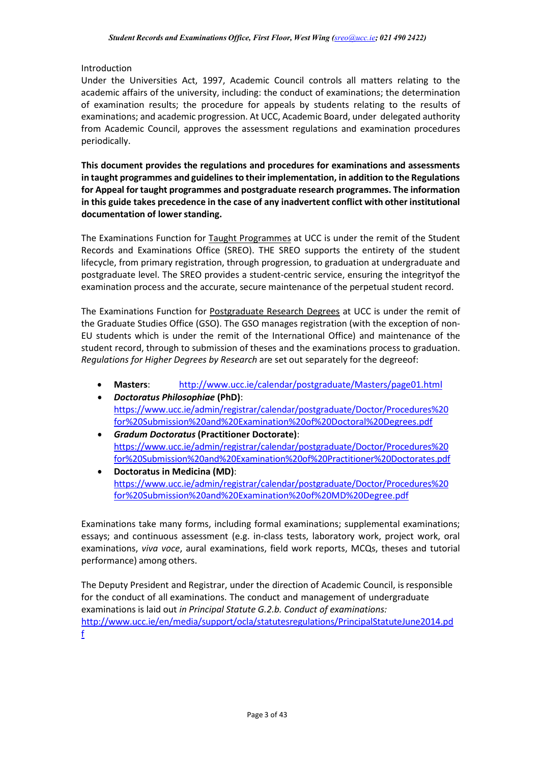Introduction

Under the Universities Act, 1997, Academic Council controls all matters relating to the academic affairs of the university, including: the conduct of examinations; the determination of examination results; the procedure for appeals by students relating to the results of examinations; and academic progression. At UCC, Academic Board, under delegated authority from Academic Council, approves the assessment regulations and examination procedures periodically.

**This document provides the regulations and procedures for examinations and assessments in taught programmes and guidelines to their implementation, in addition to the Regulations for Appeal for taught programmes and postgraduate research programmes. The information in this guide takes precedence in the case of any inadvertent conflict with other institutional documentation of lower standing.**

The Examinations Function for Taught Programmes at UCC is under the remit of the Student Records and Examinations Office (SREO). THE SREO supports the entirety of the student lifecycle, from primary registration, through progression, to graduation at undergraduate and postgraduate level. The SREO provides a student-centric service, ensuring the integrityof the examination process and the accurate, secure maintenance of the perpetual student record.

The Examinations Function for Postgraduate Research Degrees at UCC is under the remit of the Graduate Studies Office (GSO). The GSO manages registration (with the exception of non-EU students which is under the remit of the International Office) and maintenance of the student record, through to submission of theses and the examinations process to graduation. *Regulations for Higher Degrees by Research* are set out separately for the degreeof:

- **Masters**: http://www.ucc.ie/calendar/postgraduate/Masters/page01.html
- ***Doctoratus Philosophiae* (PhD)**: https://www.ucc.ie/admin/registrar/calendar/postgraduate/Doctor/Procedures%20for%20Submission%20and%20Examination%20of%20Doctoral%20Degrees.pdf
- ***Gradum Doctoratus* (Practitioner Doctorate)**: https://www.ucc.ie/admin/registrar/calendar/postgraduate/Doctor/Procedures%20for%20Submission%20and%20Examination%20of%20Practitioner%20Doctorates.pdf
- **Doctoratus in Medicina (MD)**: https://www.ucc.ie/admin/registrar/calendar/postgraduate/Doctor/Procedures%20for%20Submission%20and%20Examination%20of%20MD%20Degree.pdf

Examinations take many forms, including formal examinations; supplemental examinations; essays; and continuous assessment (e.g. in-class tests, laboratory work, project work, oral examinations, *viva voce*, aural examinations, field work reports, MCQs, theses and tutorial performance) among others.

The Deputy President and Registrar, under the direction of Academic Council, is responsible for the conduct of all examinations. The conduct and management of undergraduate examinations is laid out *in Principal Statute G.2.b. Conduct of examinations:* http://www.ucc.ie/en/media/support/ocla/statutesregulations/PrincipalStatuteJune2014.pdf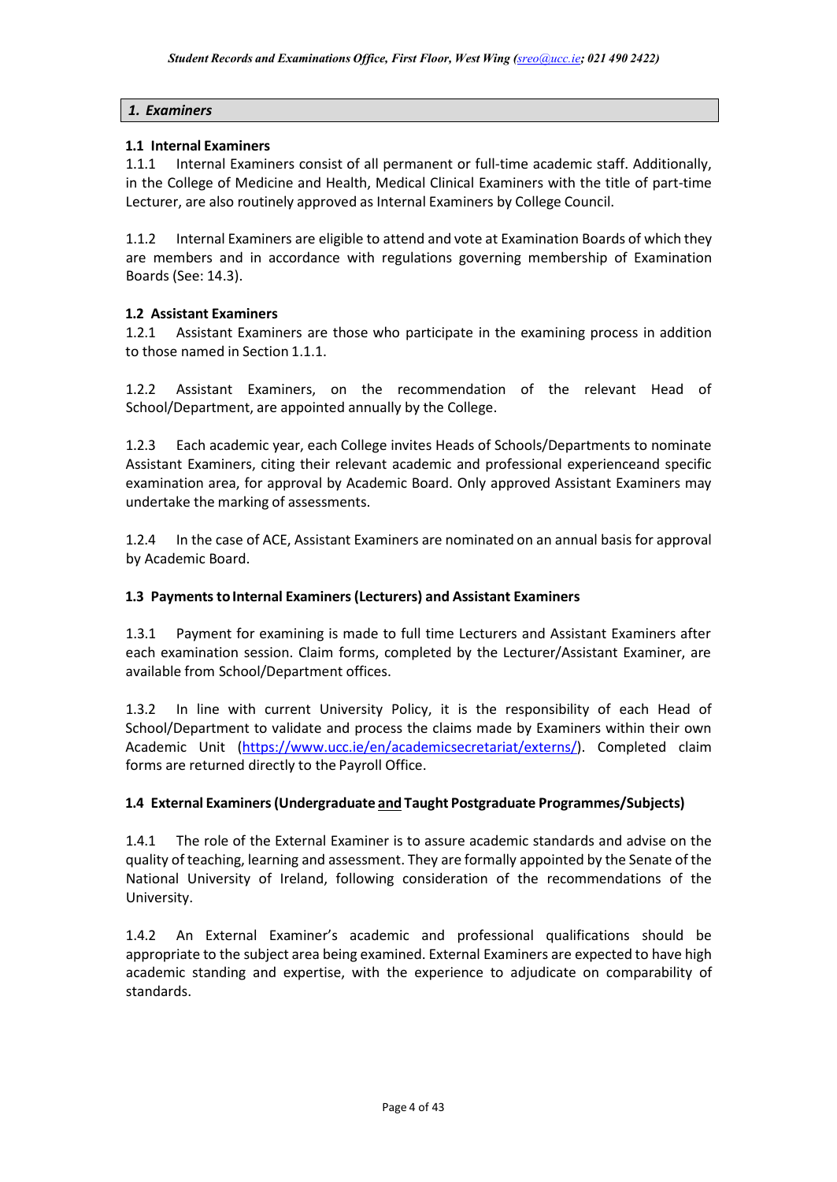## *1. Examiners*

### 1.1 Internal Examiners

1.1.1 Internal Examiners consist of all permanent or full-time academic staff. Additionally, in the College of Medicine and Health, Medical Clinical Examiners with the title of part-time Lecturer, are also routinely approved as Internal Examiners by College Council.

1.1.2 Internal Examiners are eligible to attend and vote at Examination Boards of which they are members and in accordance with regulations governing membership of Examination Boards (See: 14.3).

### 1.2 Assistant Examiners

1.2.1 Assistant Examiners are those who participate in the examining process in addition to those named in Section 1.1.1.

1.2.2 Assistant Examiners, on the recommendation of the relevant Head of School/Department, are appointed annually by the College.

1.2.3 Each academic year, each College invites Heads of Schools/Departments to nominate Assistant Examiners, citing their relevant academic and professional experienceand specific examination area, for approval by Academic Board. Only approved Assistant Examiners may undertake the marking of assessments.

1.2.4 In the case of ACE, Assistant Examiners are nominated on an annual basis for approval by Academic Board.

### 1.3 Payments to Internal Examiners (Lecturers) and Assistant Examiners

1.3.1 Payment for examining is made to full time Lecturers and Assistant Examiners after each examination session. Claim forms, completed by the Lecturer/Assistant Examiner, are available from School/Department offices.

1.3.2 In line with current University Policy, it is the responsibility of each Head of School/Department to validate and process the claims made by Examiners within their own Academic Unit (https://www.ucc.ie/en/academicsecretariat/externs/). Completed claim forms are returned directly to the Payroll Office.

### 1.4 External Examiners (Undergraduate and Taught Postgraduate Programmes/Subjects)

1.4.1 The role of the External Examiner is to assure academic standards and advise on the quality of teaching, learning and assessment. They are formally appointed by the Senate of the National University of Ireland, following consideration of the recommendations of the University.

1.4.2 An External Examiner's academic and professional qualifications should be appropriate to the subject area being examined. External Examiners are expected to have high academic standing and expertise, with the experience to adjudicate on comparability of standards.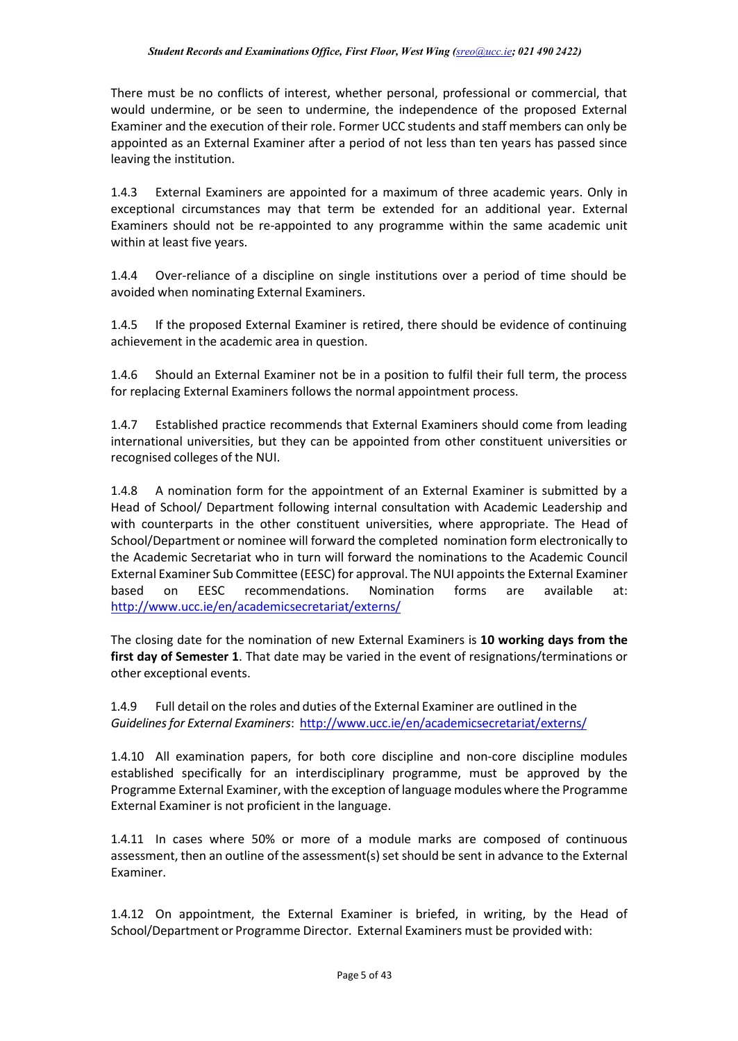There must be no conflicts of interest, whether personal, professional or commercial, that would undermine, or be seen to undermine, the independence of the proposed External Examiner and the execution of their role. Former UCC students and staff members can only be appointed as an External Examiner after a period of not less than ten years has passed since leaving the institution.

1.4.3 External Examiners are appointed for a maximum of three academic years. Only in exceptional circumstances may that term be extended for an additional year. External Examiners should not be re-appointed to any programme within the same academic unit within at least five years.

1.4.4 Over-reliance of a discipline on single institutions over a period of time should be avoided when nominating External Examiners.

1.4.5 If the proposed External Examiner is retired, there should be evidence of continuing achievement in the academic area in question.

1.4.6 Should an External Examiner not be in a position to fulfil their full term, the process for replacing External Examiners follows the normal appointment process.

1.4.7 Established practice recommends that External Examiners should come from leading international universities, but they can be appointed from other constituent universities or recognised colleges of the NUI.

1.4.8 A nomination form for the appointment of an External Examiner is submitted by a Head of School/ Department following internal consultation with Academic Leadership and with counterparts in the other constituent universities, where appropriate. The Head of School/Department or nominee will forward the completed nomination form electronically to the Academic Secretariat who in turn will forward the nominations to the Academic Council External Examiner Sub Committee (EESC) for approval. The NUI appoints the External Examiner based on EESC recommendations. Nomination forms are available at: http://www.ucc.ie/en/academicsecretariat/externs/

The closing date for the nomination of new External Examiners is **10 working days from the first day of Semester 1**. That date may be varied in the event of resignations/terminations or other exceptional events.

1.4.9 Full detail on the roles and duties of the External Examiner are outlined in the *Guidelines for External Examiners*: http://www.ucc.ie/en/academicsecretariat/externs/

1.4.10 All examination papers, for both core discipline and non-core discipline modules established specifically for an interdisciplinary programme, must be approved by the Programme External Examiner, with the exception of language modules where the Programme External Examiner is not proficient in the language.

1.4.11 In cases where 50% or more of a module marks are composed of continuous assessment, then an outline of the assessment(s) set should be sent in advance to the External Examiner.

1.4.12 On appointment, the External Examiner is briefed, in writing, by the Head of School/Department or Programme Director. External Examiners must be provided with: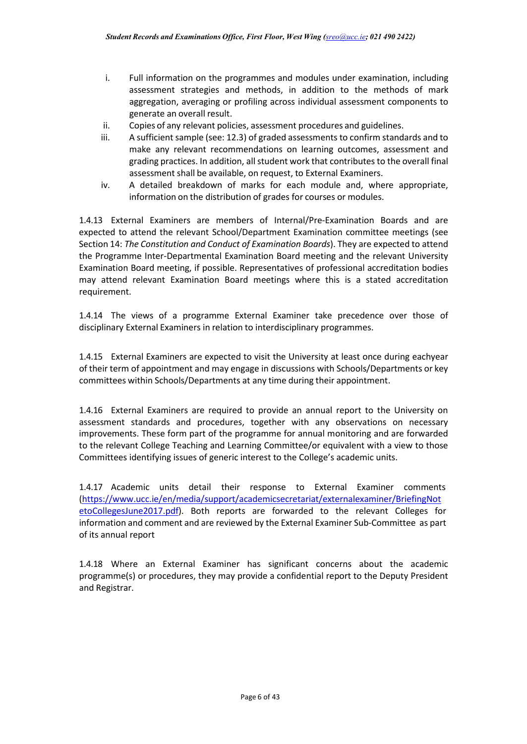i. Full information on the programmes and modules under examination, including assessment strategies and methods, in addition to the methods of mark aggregation, averaging or profiling across individual assessment components to generate an overall result.
ii. Copies of any relevant policies, assessment procedures and guidelines.
iii. A sufficient sample (see: 12.3) of graded assessments to confirm standards and to make any relevant recommendations on learning outcomes, assessment and grading practices. In addition, all student work that contributes to the overall final assessment shall be available, on request, to External Examiners.
iv. A detailed breakdown of marks for each module and, where appropriate, information on the distribution of grades for courses or modules.

1.4.13 External Examiners are members of Internal/Pre-Examination Boards and are expected to attend the relevant School/Department Examination committee meetings (see Section 14: *The Constitution and Conduct of Examination Boards*). They are expected to attend the Programme Inter-Departmental Examination Board meeting and the relevant University Examination Board meeting, if possible. Representatives of professional accreditation bodies may attend relevant Examination Board meetings where this is a stated accreditation requirement.

1.4.14 The views of a programme External Examiner take precedence over those of disciplinary External Examiners in relation to interdisciplinary programmes.

1.4.15 External Examiners are expected to visit the University at least once during eachyear of their term of appointment and may engage in discussions with Schools/Departments or key committees within Schools/Departments at any time during their appointment.

1.4.16 External Examiners are required to provide an annual report to the University on assessment standards and procedures, together with any observations on necessary improvements. These form part of the programme for annual monitoring and are forwarded to the relevant College Teaching and Learning Committee/or equivalent with a view to those Committees identifying issues of generic interest to the College's academic units.

1.4.17 Academic units detail their response to External Examiner comments (https://www.ucc.ie/en/media/support/academicsecretariat/externalexaminer/BriefingNotetoCollegesJune2017.pdf). Both reports are forwarded to the relevant Colleges for information and comment and are reviewed by the External Examiner Sub-Committee as part of its annual report

1.4.18 Where an External Examiner has significant concerns about the academic programme(s) or procedures, they may provide a confidential report to the Deputy President and Registrar.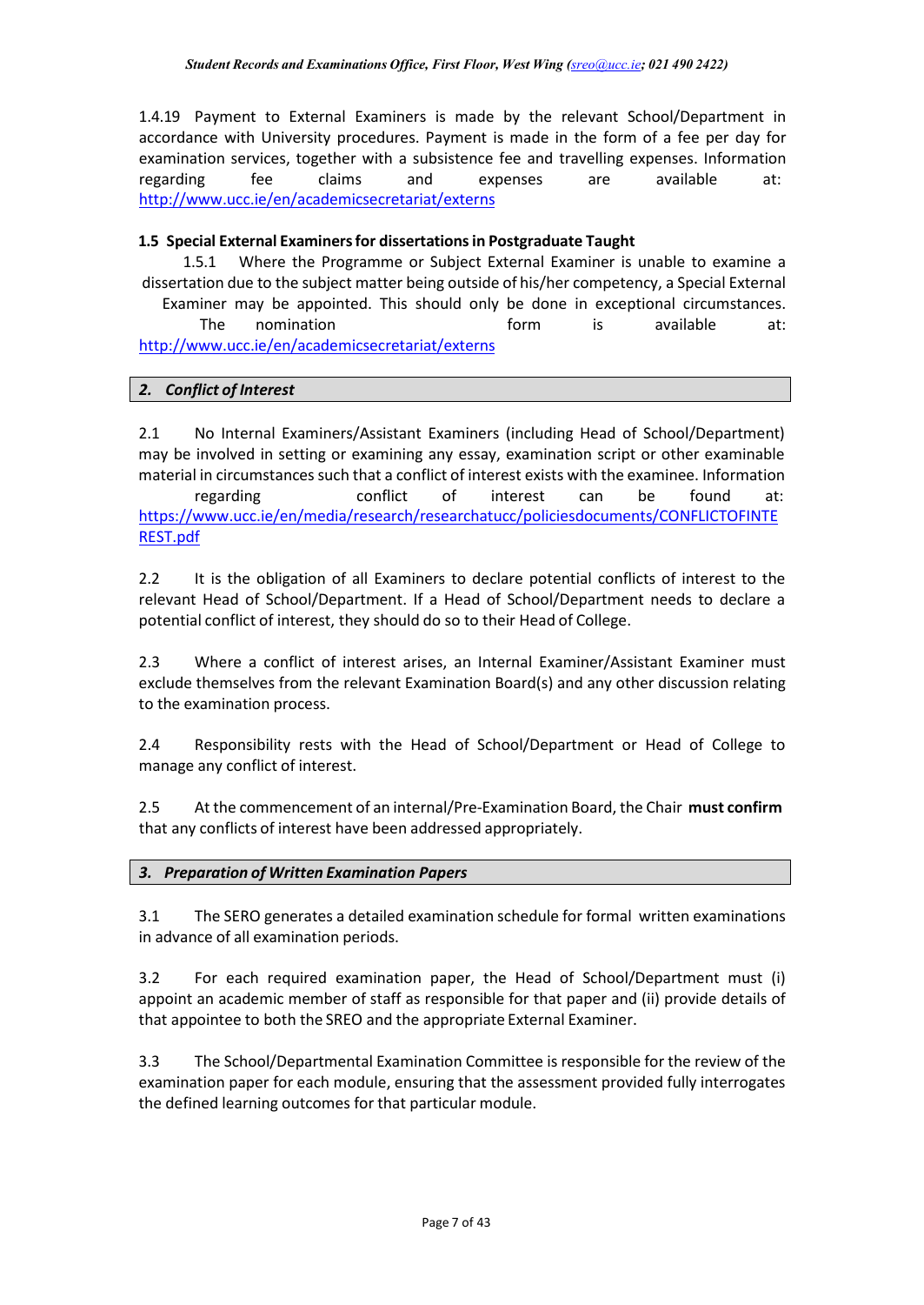1.4.19 Payment to External Examiners is made by the relevant School/Department in accordance with University procedures. Payment is made in the form of a fee per day for examination services, together with a subsistence fee and travelling expenses. Information regarding fee claims and expenses are available at: http://www.ucc.ie/en/academicsecretariat/externs

### 1.5 Special External Examiners for dissertations in Postgraduate Taught

1.5.1 Where the Programme or Subject External Examiner is unable to examine a dissertation due to the subject matter being outside of his/her competency, a Special External Examiner may be appointed. This should only be done in exceptional circumstances. The nomination form is available at: http://www.ucc.ie/en/academicsecretariat/externs

## *2. Conflict of Interest*

2.1 No Internal Examiners/Assistant Examiners (including Head of School/Department) may be involved in setting or examining any essay, examination script or other examinable material in circumstances such that a conflict of interest exists with the examinee. Information regarding conflict of interest can be found at: https://www.ucc.ie/en/media/research/researchatucc/policiesdocuments/CONFLICTOFINTEREST.pdf

2.2 It is the obligation of all Examiners to declare potential conflicts of interest to the relevant Head of School/Department. If a Head of School/Department needs to declare a potential conflict of interest, they should do so to their Head of College.

2.3 Where a conflict of interest arises, an Internal Examiner/Assistant Examiner must exclude themselves from the relevant Examination Board(s) and any other discussion relating to the examination process.

2.4 Responsibility rests with the Head of School/Department or Head of College to manage any conflict of interest.

2.5 At the commencement of an internal/Pre-Examination Board, the Chair **must confirm** that any conflicts of interest have been addressed appropriately.

## *3. Preparation of Written Examination Papers*

3.1 The SERO generates a detailed examination schedule for formal written examinations in advance of all examination periods.

3.2 For each required examination paper, the Head of School/Department must (i) appoint an academic member of staff as responsible for that paper and (ii) provide details of that appointee to both the SREO and the appropriate External Examiner.

3.3 The School/Departmental Examination Committee is responsible for the review of the examination paper for each module, ensuring that the assessment provided fully interrogates the defined learning outcomes for that particular module.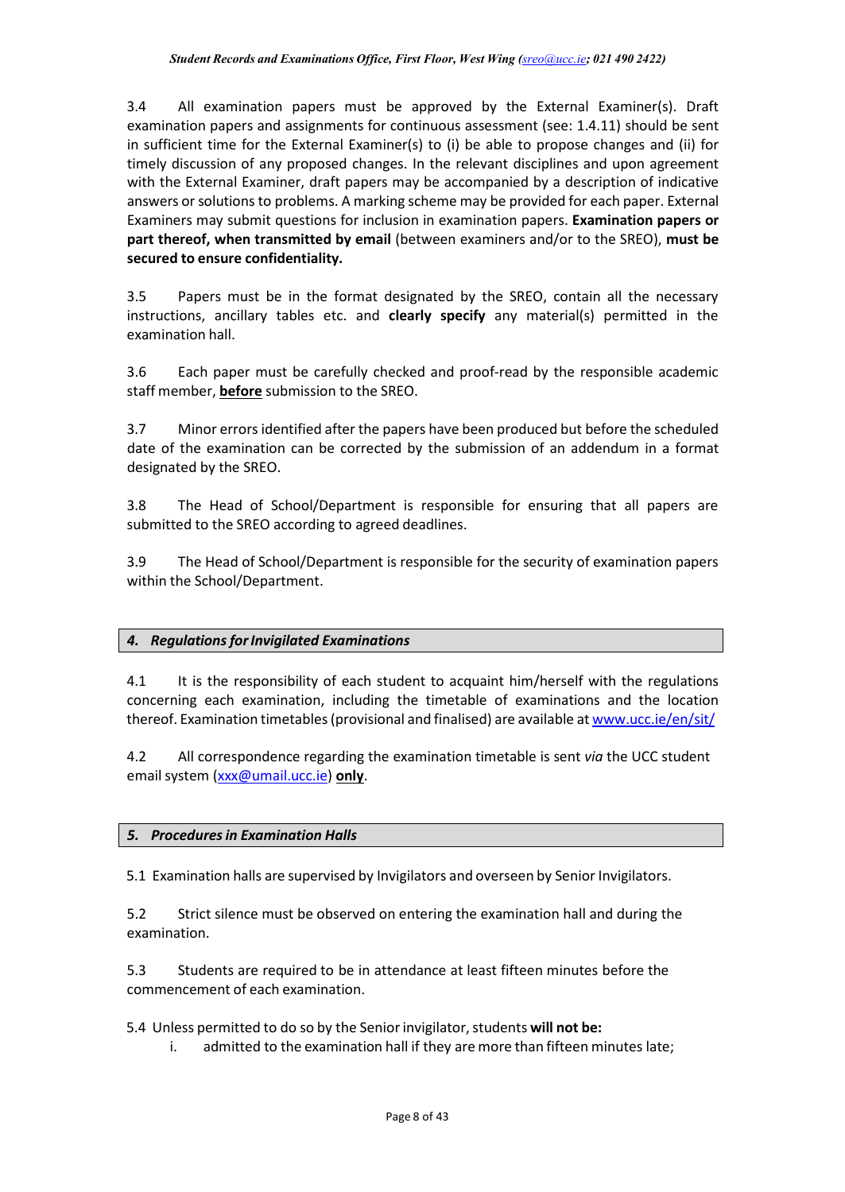3.4 All examination papers must be approved by the External Examiner(s). Draft examination papers and assignments for continuous assessment (see: 1.4.11) should be sent in sufficient time for the External Examiner(s) to (i) be able to propose changes and (ii) for timely discussion of any proposed changes. In the relevant disciplines and upon agreement with the External Examiner, draft papers may be accompanied by a description of indicative answers or solutions to problems. A marking scheme may be provided for each paper. External Examiners may submit questions for inclusion in examination papers. **Examination papers or part thereof, when transmitted by email** (between examiners and/or to the SREO), **must be secured to ensure confidentiality.**

3.5 Papers must be in the format designated by the SREO, contain all the necessary instructions, ancillary tables etc. and **clearly specify** any material(s) permitted in the examination hall.

3.6 Each paper must be carefully checked and proof-read by the responsible academic staff member, <u>**before**</u> submission to the SREO.

3.7 Minor errors identified after the papers have been produced but before the scheduled date of the examination can be corrected by the submission of an addendum in a format designated by the SREO.

3.8 The Head of School/Department is responsible for ensuring that all papers are submitted to the SREO according to agreed deadlines.

3.9 The Head of School/Department is responsible for the security of examination papers within the School/Department.

## 4. *Regulations for Invigilated Examinations*

4.1 It is the responsibility of each student to acquaint him/herself with the regulations concerning each examination, including the timetable of examinations and the location thereof. Examination timetables (provisional and finalised) are available at www.ucc.ie/en/sit/

4.2 All correspondence regarding the examination timetable is sent *via* the UCC student email system (xxx@umail.ucc.ie) <u>**only**</u>.

## 5. *Procedures in Examination Halls*

5.1 Examination halls are supervised by Invigilators and overseen by Senior Invigilators.

5.2 Strict silence must be observed on entering the examination hall and during the examination.

5.3 Students are required to be in attendance at least fifteen minutes before the commencement of each examination.

5.4 Unless permitted to do so by the Senior invigilator, students **will not be:**

i. admitted to the examination hall if they are more than fifteen minutes late;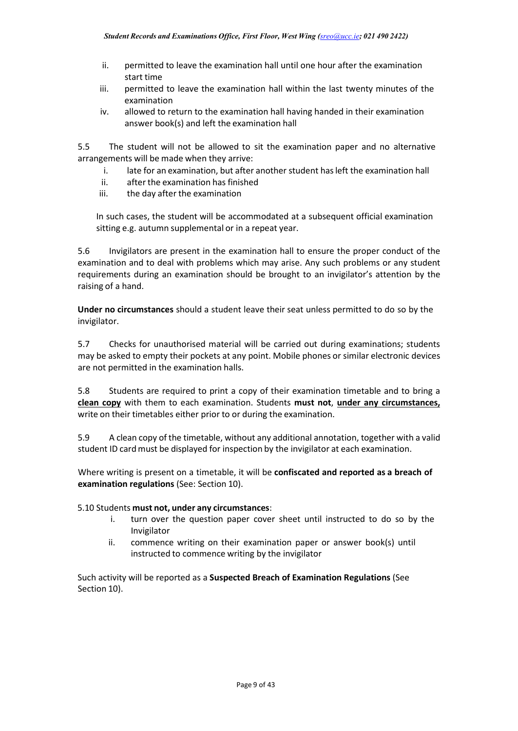ii. permitted to leave the examination hall until one hour after the examination start time
iii. permitted to leave the examination hall within the last twenty minutes of the examination
iv. allowed to return to the examination hall having handed in their examination answer book(s) and left the examination hall

5.5 The student will not be allowed to sit the examination paper and no alternative arrangements will be made when they arrive:

i. late for an examination, but after another student has left the examination hall
ii. after the examination has finished
iii. the day after the examination

In such cases, the student will be accommodated at a subsequent official examination sitting e.g. autumn supplemental or in a repeat year.

5.6 Invigilators are present in the examination hall to ensure the proper conduct of the examination and to deal with problems which may arise. Any such problems or any student requirements during an examination should be brought to an invigilator's attention by the raising of a hand.

**Under no circumstances** should a student leave their seat unless permitted to do so by the invigilator.

5.7 Checks for unauthorised material will be carried out during examinations; students may be asked to empty their pockets at any point. Mobile phones or similar electronic devices are not permitted in the examination halls.

5.8 Students are required to print a copy of their examination timetable and to bring a **clean copy** with them to each examination. Students **must not**, **under any circumstances,** write on their timetables either prior to or during the examination.

5.9 A clean copy of the timetable, without any additional annotation, together with a valid student ID card must be displayed for inspection by the invigilator at each examination.

Where writing is present on a timetable, it will be **confiscated and reported as a breach of examination regulations** (See: Section 10).

5.10 Students **must not, under any circumstances**:

i. turn over the question paper cover sheet until instructed to do so by the Invigilator
ii. commence writing on their examination paper or answer book(s) until instructed to commence writing by the invigilator

Such activity will be reported as a **Suspected Breach of Examination Regulations** (See Section 10).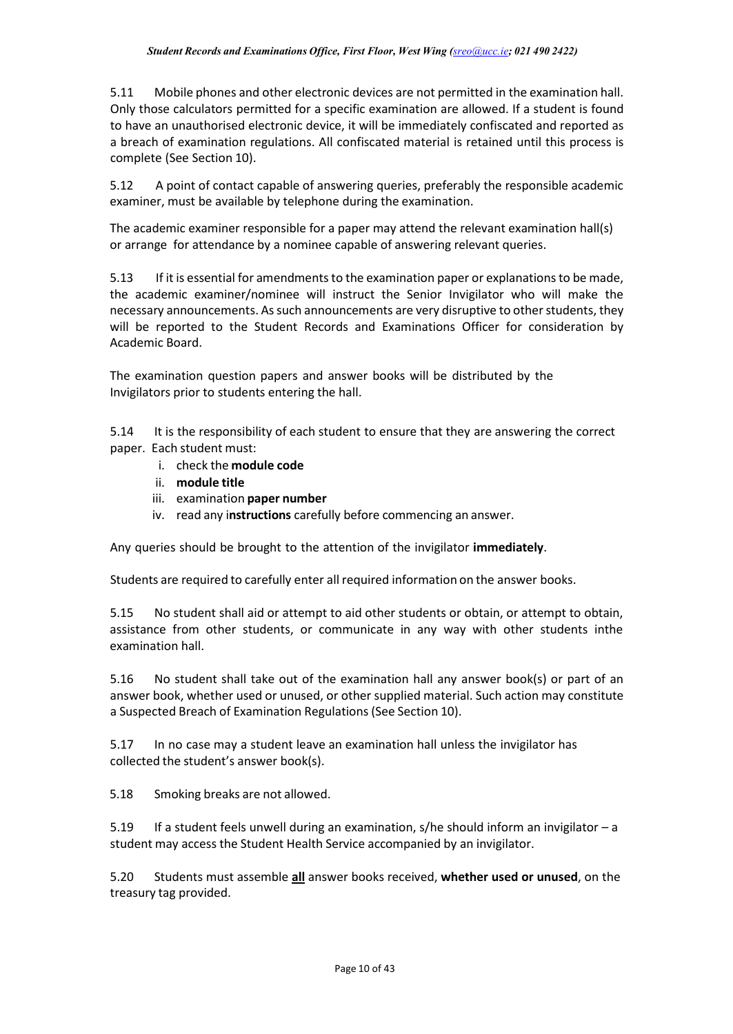5.11 Mobile phones and other electronic devices are not permitted in the examination hall. Only those calculators permitted for a specific examination are allowed. If a student is found to have an unauthorised electronic device, it will be immediately confiscated and reported as a breach of examination regulations. All confiscated material is retained until this process is complete (See Section 10).

5.12 A point of contact capable of answering queries, preferably the responsible academic examiner, must be available by telephone during the examination.

The academic examiner responsible for a paper may attend the relevant examination hall(s) or arrange for attendance by a nominee capable of answering relevant queries.

5.13 If it is essential for amendments to the examination paper or explanations to be made, the academic examiner/nominee will instruct the Senior Invigilator who will make the necessary announcements. As such announcements are very disruptive to other students, they will be reported to the Student Records and Examinations Officer for consideration by Academic Board.

The examination question papers and answer books will be distributed by the Invigilators prior to students entering the hall.

5.14 It is the responsibility of each student to ensure that they are answering the correct paper. Each student must:

i. check the **module code**
ii. **module title**
iii. examination **paper number**
iv. read any i**nstructions** carefully before commencing an answer.

Any queries should be brought to the attention of the invigilator **immediately**.

Students are required to carefully enter all required information on the answer books.

5.15 No student shall aid or attempt to aid other students or obtain, or attempt to obtain, assistance from other students, or communicate in any way with other students inthe examination hall.

5.16 No student shall take out of the examination hall any answer book(s) or part of an answer book, whether used or unused, or other supplied material. Such action may constitute a Suspected Breach of Examination Regulations (See Section 10).

5.17 In no case may a student leave an examination hall unless the invigilator has collected the student's answer book(s).

5.18 Smoking breaks are not allowed.

5.19 If a student feels unwell during an examination, s/he should inform an invigilator – a student may access the Student Health Service accompanied by an invigilator.

5.20 Students must assemble **all** answer books received, **whether used or unused**, on the treasury tag provided.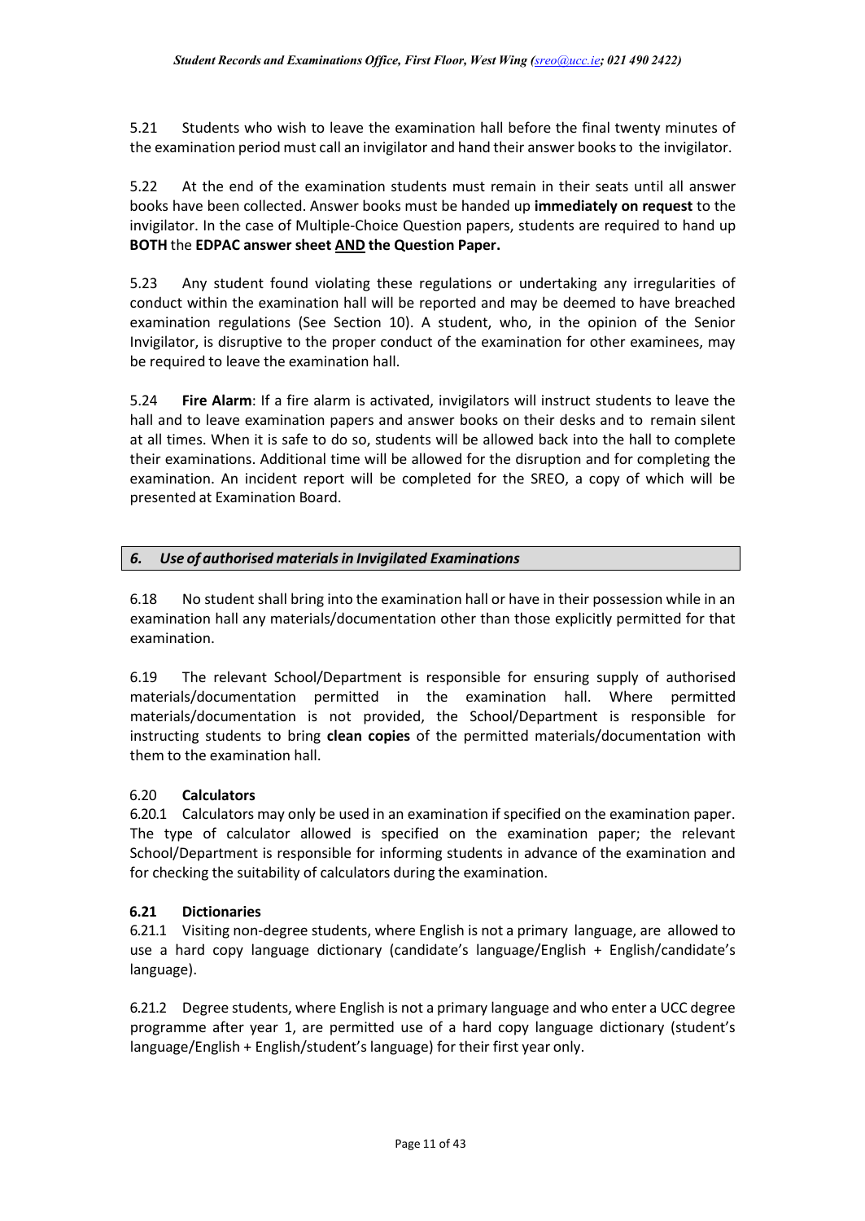5.21 Students who wish to leave the examination hall before the final twenty minutes of the examination period must call an invigilator and hand their answer books to the invigilator.

5.22 At the end of the examination students must remain in their seats until all answer books have been collected. Answer books must be handed up **immediately on request** to the invigilator. In the case of Multiple-Choice Question papers, students are required to hand up **BOTH** the **EDPAC answer sheet AND the Question Paper.**

5.23 Any student found violating these regulations or undertaking any irregularities of conduct within the examination hall will be reported and may be deemed to have breached examination regulations (See Section 10). A student, who, in the opinion of the Senior Invigilator, is disruptive to the proper conduct of the examination for other examinees, may be required to leave the examination hall.

5.24 **Fire Alarm**: If a fire alarm is activated, invigilators will instruct students to leave the hall and to leave examination papers and answer books on their desks and to remain silent at all times. When it is safe to do so, students will be allowed back into the hall to complete their examinations. Additional time will be allowed for the disruption and for completing the examination. An incident report will be completed for the SREO, a copy of which will be presented at Examination Board.

## *6. Use of authorised materials in Invigilated Examinations*

6.18 No student shall bring into the examination hall or have in their possession while in an examination hall any materials/documentation other than those explicitly permitted for that examination.

6.19 The relevant School/Department is responsible for ensuring supply of authorised materials/documentation permitted in the examination hall. Where permitted materials/documentation is not provided, the School/Department is responsible for instructing students to bring **clean copies** of the permitted materials/documentation with them to the examination hall.

### 6.20 **Calculators**

6.20.1 Calculators may only be used in an examination if specified on the examination paper. The type of calculator allowed is specified on the examination paper; the relevant School/Department is responsible for informing students in advance of the examination and for checking the suitability of calculators during the examination.

### **6.21 Dictionaries**

6.21.1 Visiting non-degree students, where English is not a primary language, are allowed to use a hard copy language dictionary (candidate's language/English + English/candidate's language).

6.21.2 Degree students, where English is not a primary language and who enter a UCC degree programme after year 1, are permitted use of a hard copy language dictionary (student's language/English + English/student's language) for their first year only.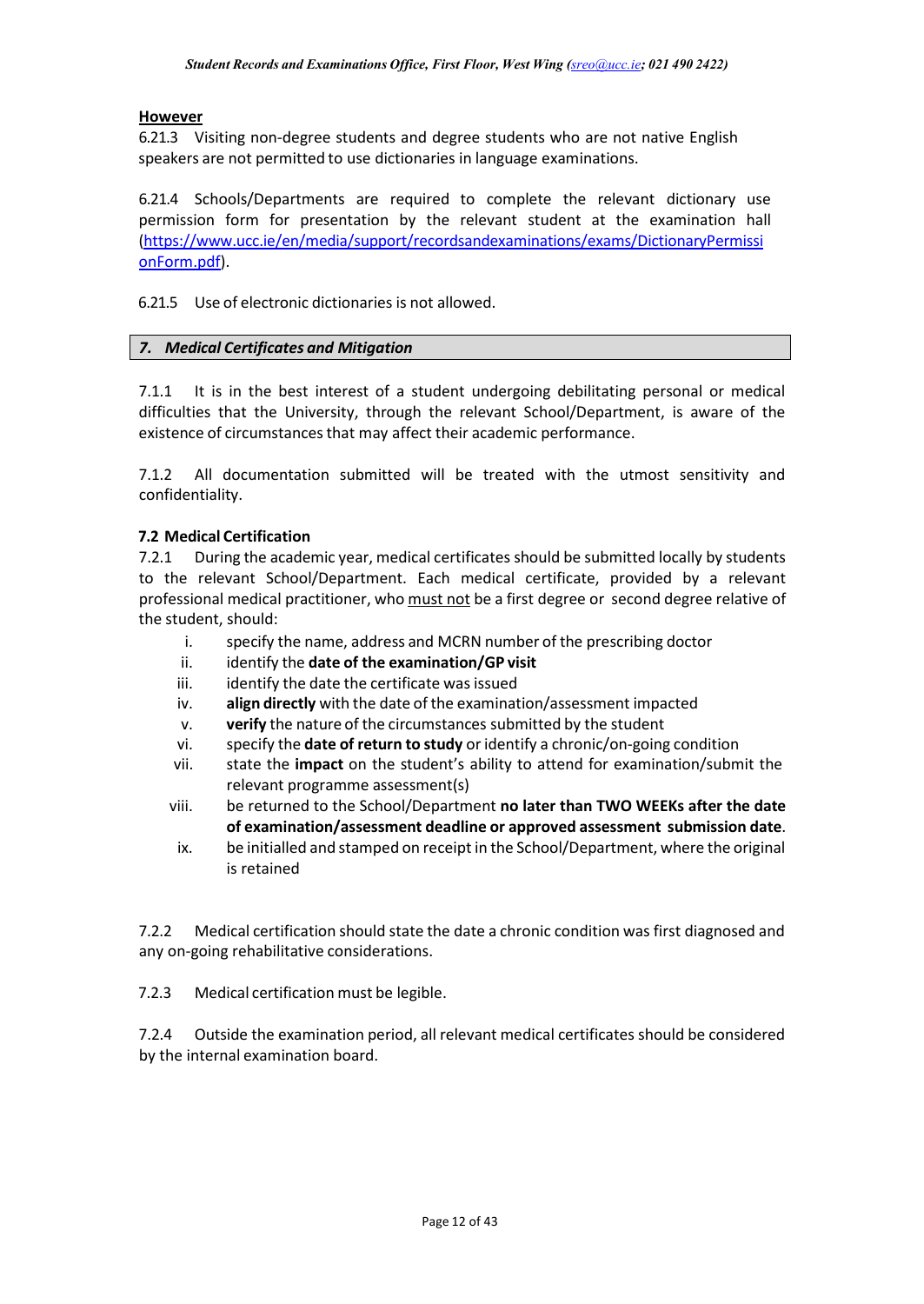**However**

6.21.3 Visiting non-degree students and degree students who are not native English speakers are not permitted to use dictionaries in language examinations.

6.21.4 Schools/Departments are required to complete the relevant dictionary use permission form for presentation by the relevant student at the examination hall (https://www.ucc.ie/en/media/support/recordsandexaminations/exams/DictionaryPermissionForm.pdf).

6.21.5 Use of electronic dictionaries is not allowed.

## *7. Medical Certificates and Mitigation*

7.1.1 It is in the best interest of a student undergoing debilitating personal or medical difficulties that the University, through the relevant School/Department, is aware of the existence of circumstances that may affect their academic performance.

7.1.2 All documentation submitted will be treated with the utmost sensitivity and confidentiality.

### 7.2 Medical Certification

7.2.1 During the academic year, medical certificates should be submitted locally by students to the relevant School/Department. Each medical certificate, provided by a relevant professional medical practitioner, who must not be a first degree or second degree relative of the student, should:

i. specify the name, address and MCRN number of the prescribing doctor
ii. identify the **date of the examination/GP visit**
iii. identify the date the certificate was issued
iv. **align directly** with the date of the examination/assessment impacted
v. **verify** the nature of the circumstances submitted by the student
vi. specify the **date of return to study** or identify a chronic/on-going condition
vii. state the **impact** on the student's ability to attend for examination/submit the relevant programme assessment(s)
viii. be returned to the School/Department **no later than TWO WEEKs after the date of examination/assessment deadline or approved assessment submission date**.
ix. be initialled and stamped on receipt in the School/Department, where the original is retained

7.2.2 Medical certification should state the date a chronic condition was first diagnosed and any on-going rehabilitative considerations.

7.2.3 Medical certification must be legible.

7.2.4 Outside the examination period, all relevant medical certificates should be considered by the internal examination board.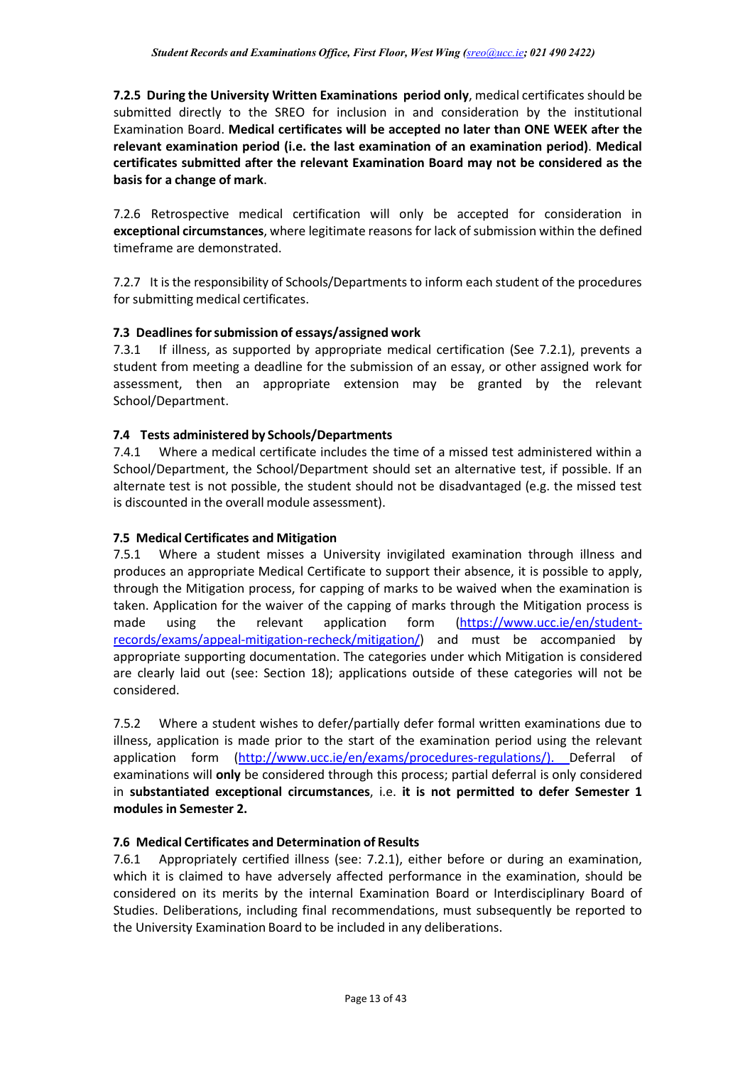**7.2.5 During the University Written Examinations period only**, medical certificates should be submitted directly to the SREO for inclusion in and consideration by the institutional Examination Board. **Medical certificates will be accepted no later than ONE WEEK after the relevant examination period (i.e. the last examination of an examination period)**. **Medical certificates submitted after the relevant Examination Board may not be considered as the basis for a change of mark**.

7.2.6 Retrospective medical certification will only be accepted for consideration in **exceptional circumstances**, where legitimate reasons for lack of submission within the defined timeframe are demonstrated.

7.2.7 It is the responsibility of Schools/Departments to inform each student of the procedures for submitting medical certificates.

### 7.3 Deadlines for submission of essays/assigned work

7.3.1 If illness, as supported by appropriate medical certification (See 7.2.1), prevents a student from meeting a deadline for the submission of an essay, or other assigned work for assessment, then an appropriate extension may be granted by the relevant School/Department.

### 7.4 Tests administered by Schools/Departments

7.4.1 Where a medical certificate includes the time of a missed test administered within a School/Department, the School/Department should set an alternative test, if possible. If an alternate test is not possible, the student should not be disadvantaged (e.g. the missed test is discounted in the overall module assessment).

### 7.5 Medical Certificates and Mitigation

7.5.1 Where a student misses a University invigilated examination through illness and produces an appropriate Medical Certificate to support their absence, it is possible to apply, through the Mitigation process, for capping of marks to be waived when the examination is taken. Application for the waiver of the capping of marks through the Mitigation process is made using the relevant application form (https://www.ucc.ie/en/student-records/exams/appeal-mitigation-recheck/mitigation/) and must be accompanied by appropriate supporting documentation. The categories under which Mitigation is considered are clearly laid out (see: Section 18); applications outside of these categories will not be considered.

7.5.2 Where a student wishes to defer/partially defer formal written examinations due to illness, application is made prior to the start of the examination period using the relevant application form (http://www.ucc.ie/en/exams/procedures-regulations/). Deferral of examinations will **only** be considered through this process; partial deferral is only considered in **substantiated exceptional circumstances**, i.e. **it is not permitted to defer Semester 1 modules in Semester 2.**

### 7.6 Medical Certificates and Determination of Results

7.6.1 Appropriately certified illness (see: 7.2.1), either before or during an examination, which it is claimed to have adversely affected performance in the examination, should be considered on its merits by the internal Examination Board or Interdisciplinary Board of Studies. Deliberations, including final recommendations, must subsequently be reported to the University Examination Board to be included in any deliberations.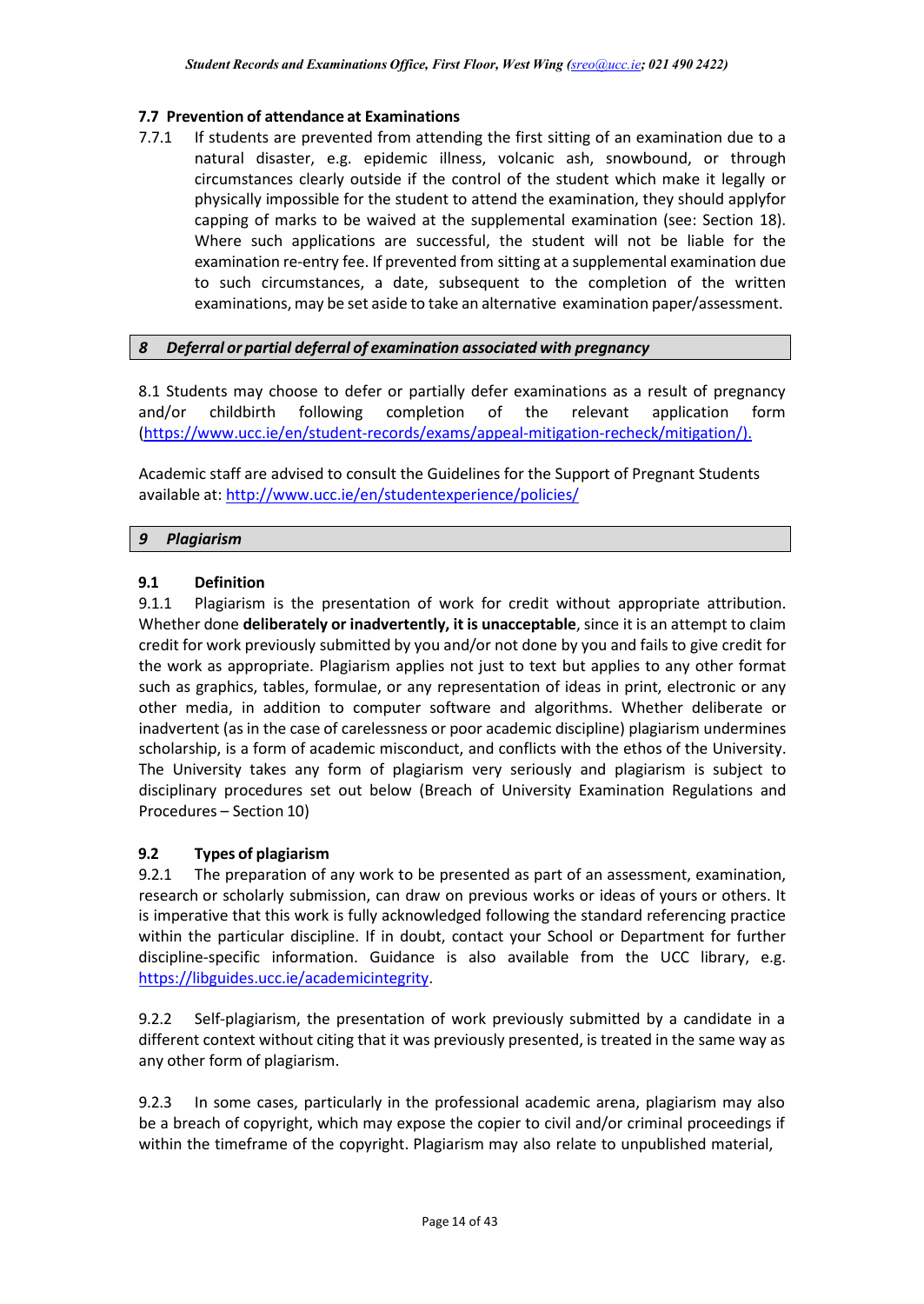### 7.7 Prevention of attendance at Examinations

7.7.1 If students are prevented from attending the first sitting of an examination due to a natural disaster, e.g. epidemic illness, volcanic ash, snowbound, or through circumstances clearly outside if the control of the student which make it legally or physically impossible for the student to attend the examination, they should applyfor capping of marks to be waived at the supplemental examination (see: Section 18). Where such applications are successful, the student will not be liable for the examination re-entry fee. If prevented from sitting at a supplemental examination due to such circumstances, a date, subsequent to the completion of the written examinations, may be set aside to take an alternative examination paper/assessment.

## *8 Deferral or partial deferral of examination associated with pregnancy*

8.1 Students may choose to defer or partially defer examinations as a result of pregnancy and/or childbirth following completion of the relevant application form (https://www.ucc.ie/en/student-records/exams/appeal-mitigation-recheck/mitigation/).

Academic staff are advised to consult the Guidelines for the Support of Pregnant Students available at: http://www.ucc.ie/en/studentexperience/policies/

## *9 Plagiarism*

### 9.1 Definition

9.1.1 Plagiarism is the presentation of work for credit without appropriate attribution. Whether done **deliberately or inadvertently, it is unacceptable**, since it is an attempt to claim credit for work previously submitted by you and/or not done by you and fails to give credit for the work as appropriate. Plagiarism applies not just to text but applies to any other format such as graphics, tables, formulae, or any representation of ideas in print, electronic or any other media, in addition to computer software and algorithms. Whether deliberate or inadvertent (as in the case of carelessness or poor academic discipline) plagiarism undermines scholarship, is a form of academic misconduct, and conflicts with the ethos of the University. The University takes any form of plagiarism very seriously and plagiarism is subject to disciplinary procedures set out below (Breach of University Examination Regulations and Procedures – Section 10)

### 9.2 Types of plagiarism

9.2.1 The preparation of any work to be presented as part of an assessment, examination, research or scholarly submission, can draw on previous works or ideas of yours or others. It is imperative that this work is fully acknowledged following the standard referencing practice within the particular discipline. If in doubt, contact your School or Department for further discipline-specific information. Guidance is also available from the UCC library, e.g. https://libguides.ucc.ie/academicintegrity.

9.2.2 Self-plagiarism, the presentation of work previously submitted by a candidate in a different context without citing that it was previously presented, is treated in the same way as any other form of plagiarism.

9.2.3 In some cases, particularly in the professional academic arena, plagiarism may also be a breach of copyright, which may expose the copier to civil and/or criminal proceedings if within the timeframe of the copyright. Plagiarism may also relate to unpublished material,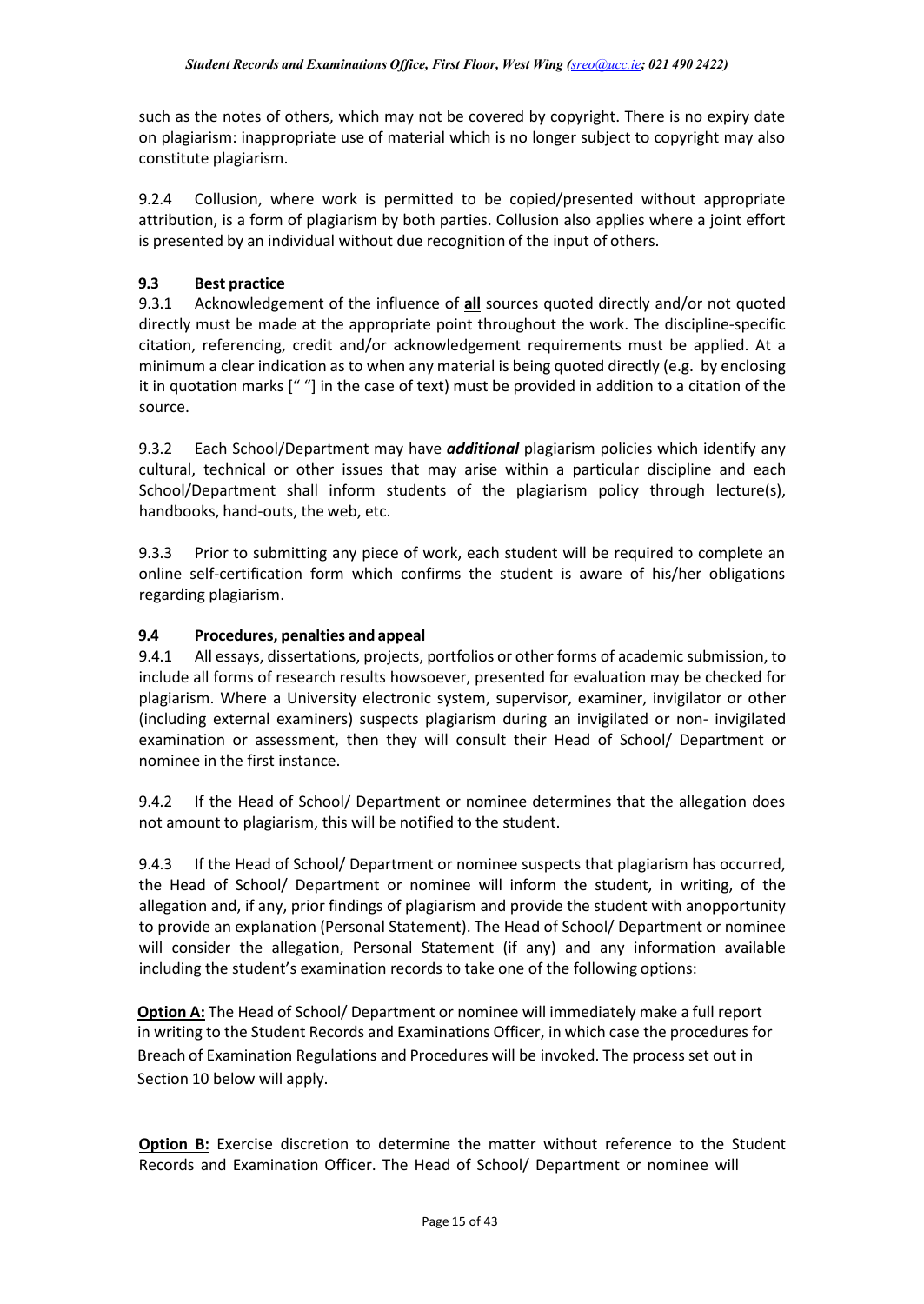such as the notes of others, which may not be covered by copyright. There is no expiry date on plagiarism: inappropriate use of material which is no longer subject to copyright may also constitute plagiarism.

9.2.4 Collusion, where work is permitted to be copied/presented without appropriate attribution, is a form of plagiarism by both parties. Collusion also applies where a joint effort is presented by an individual without due recognition of the input of others.

### 9.3 Best practice

9.3.1 Acknowledgement of the influence of **all** sources quoted directly and/or not quoted directly must be made at the appropriate point throughout the work. The discipline-specific citation, referencing, credit and/or acknowledgement requirements must be applied. At a minimum a clear indication as to when any material is being quoted directly (e.g. by enclosing it in quotation marks [" "] in the case of text) must be provided in addition to a citation of the source.

9.3.2 Each School/Department may have ***additional*** plagiarism policies which identify any cultural, technical or other issues that may arise within a particular discipline and each School/Department shall inform students of the plagiarism policy through lecture(s), handbooks, hand-outs, the web, etc.

9.3.3 Prior to submitting any piece of work, each student will be required to complete an online self-certification form which confirms the student is aware of his/her obligations regarding plagiarism.

### 9.4 Procedures, penalties and appeal

9.4.1 All essays, dissertations, projects, portfolios or other forms of academic submission, to include all forms of research results howsoever, presented for evaluation may be checked for plagiarism. Where a University electronic system, supervisor, examiner, invigilator or other (including external examiners) suspects plagiarism during an invigilated or non- invigilated examination or assessment, then they will consult their Head of School/ Department or nominee in the first instance.

9.4.2 If the Head of School/ Department or nominee determines that the allegation does not amount to plagiarism, this will be notified to the student.

9.4.3 If the Head of School/ Department or nominee suspects that plagiarism has occurred, the Head of School/ Department or nominee will inform the student, in writing, of the allegation and, if any, prior findings of plagiarism and provide the student with anopportunity to provide an explanation (Personal Statement). The Head of School/ Department or nominee will consider the allegation, Personal Statement (if any) and any information available including the student's examination records to take one of the following options:

**Option A:** The Head of School/ Department or nominee will immediately make a full report in writing to the Student Records and Examinations Officer, in which case the procedures for Breach of Examination Regulations and Procedures will be invoked. The process set out in Section 10 below will apply.

**Option B:** Exercise discretion to determine the matter without reference to the Student Records and Examination Officer. The Head of School/ Department or nominee will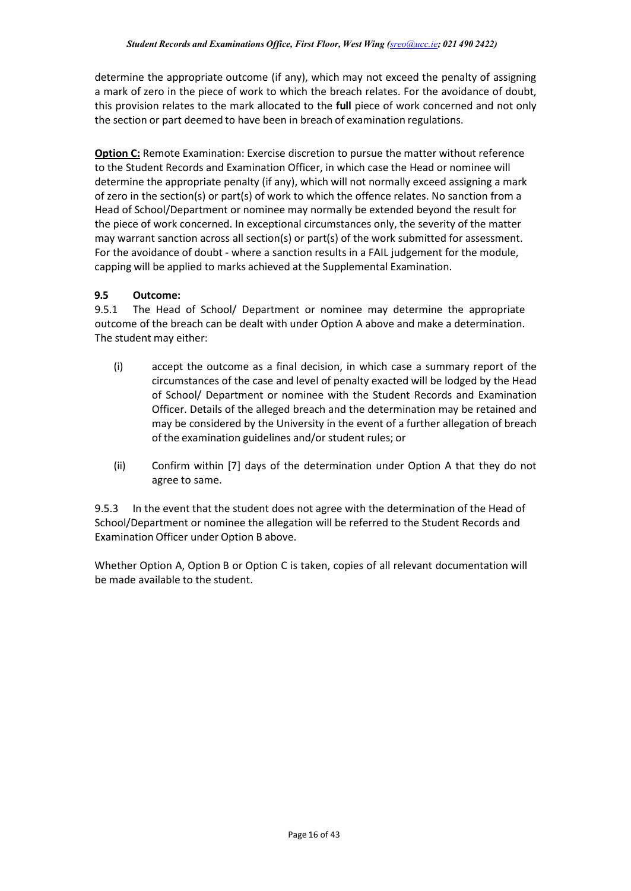determine the appropriate outcome (if any), which may not exceed the penalty of assigning a mark of zero in the piece of work to which the breach relates. For the avoidance of doubt, this provision relates to the mark allocated to the **full** piece of work concerned and not only the section or part deemed to have been in breach of examination regulations.

**Option C:** Remote Examination: Exercise discretion to pursue the matter without reference to the Student Records and Examination Officer, in which case the Head or nominee will determine the appropriate penalty (if any), which will not normally exceed assigning a mark of zero in the section(s) or part(s) of work to which the offence relates. No sanction from a Head of School/Department or nominee may normally be extended beyond the result for the piece of work concerned. In exceptional circumstances only, the severity of the matter may warrant sanction across all section(s) or part(s) of the work submitted for assessment. For the avoidance of doubt - where a sanction results in a FAIL judgement for the module, capping will be applied to marks achieved at the Supplemental Examination.

### 9.5 Outcome:

9.5.1 The Head of School/ Department or nominee may determine the appropriate outcome of the breach can be dealt with under Option A above and make a determination. The student may either:

(i) accept the outcome as a final decision, in which case a summary report of the circumstances of the case and level of penalty exacted will be lodged by the Head of School/ Department or nominee with the Student Records and Examination Officer. Details of the alleged breach and the determination may be retained and may be considered by the University in the event of a further allegation of breach of the examination guidelines and/or student rules; or

(ii) Confirm within [7] days of the determination under Option A that they do not agree to same.

9.5.3 In the event that the student does not agree with the determination of the Head of School/Department or nominee the allegation will be referred to the Student Records and Examination Officer under Option B above.

Whether Option A, Option B or Option C is taken, copies of all relevant documentation will be made available to the student.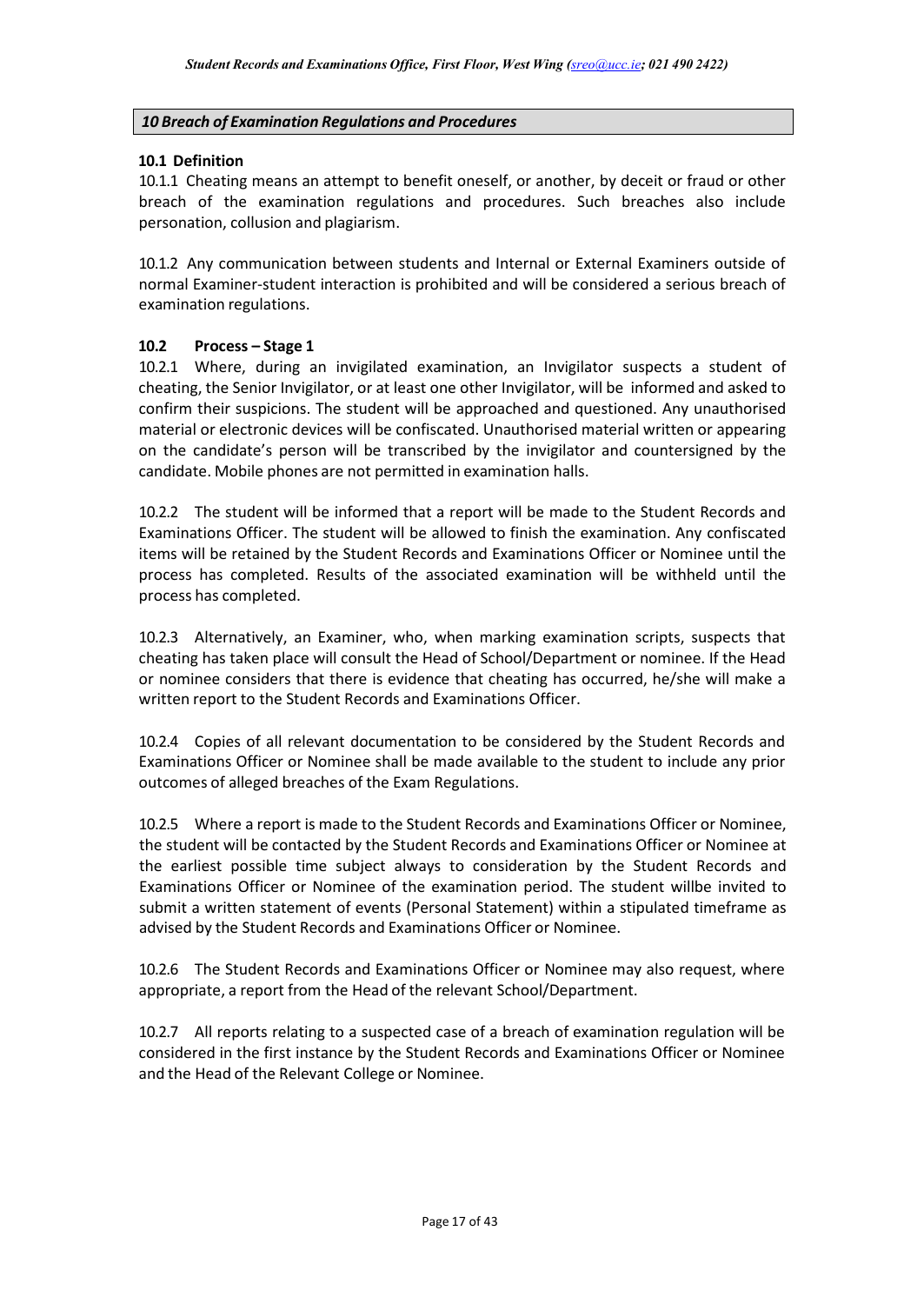## *10 Breach of Examination Regulations and Procedures*

### 10.1 Definition

10.1.1 Cheating means an attempt to benefit oneself, or another, by deceit or fraud or other breach of the examination regulations and procedures. Such breaches also include personation, collusion and plagiarism.

10.1.2 Any communication between students and Internal or External Examiners outside of normal Examiner-student interaction is prohibited and will be considered a serious breach of examination regulations.

### 10.2 Process – Stage 1

10.2.1 Where, during an invigilated examination, an Invigilator suspects a student of cheating, the Senior Invigilator, or at least one other Invigilator, will be informed and asked to confirm their suspicions. The student will be approached and questioned. Any unauthorised material or electronic devices will be confiscated. Unauthorised material written or appearing on the candidate's person will be transcribed by the invigilator and countersigned by the candidate. Mobile phones are not permitted in examination halls.

10.2.2 The student will be informed that a report will be made to the Student Records and Examinations Officer. The student will be allowed to finish the examination. Any confiscated items will be retained by the Student Records and Examinations Officer or Nominee until the process has completed. Results of the associated examination will be withheld until the process has completed.

10.2.3 Alternatively, an Examiner, who, when marking examination scripts, suspects that cheating has taken place will consult the Head of School/Department or nominee. If the Head or nominee considers that there is evidence that cheating has occurred, he/she will make a written report to the Student Records and Examinations Officer.

10.2.4 Copies of all relevant documentation to be considered by the Student Records and Examinations Officer or Nominee shall be made available to the student to include any prior outcomes of alleged breaches of the Exam Regulations.

10.2.5 Where a report is made to the Student Records and Examinations Officer or Nominee, the student will be contacted by the Student Records and Examinations Officer or Nominee at the earliest possible time subject always to consideration by the Student Records and Examinations Officer or Nominee of the examination period. The student willbe invited to submit a written statement of events (Personal Statement) within a stipulated timeframe as advised by the Student Records and Examinations Officer or Nominee.

10.2.6 The Student Records and Examinations Officer or Nominee may also request, where appropriate, a report from the Head of the relevant School/Department.

10.2.7 All reports relating to a suspected case of a breach of examination regulation will be considered in the first instance by the Student Records and Examinations Officer or Nominee and the Head of the Relevant College or Nominee.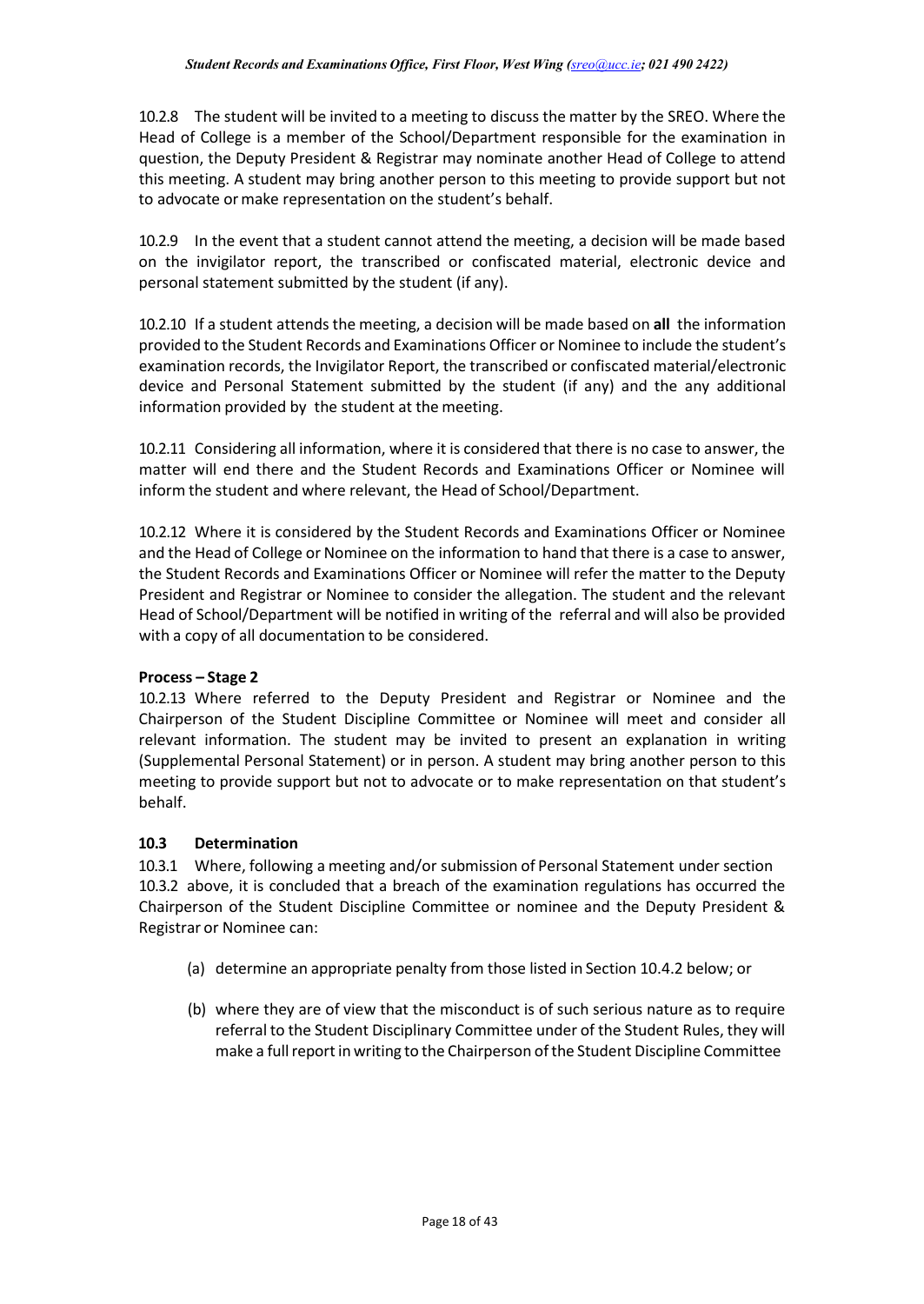10.2.8 The student will be invited to a meeting to discuss the matter by the SREO. Where the Head of College is a member of the School/Department responsible for the examination in question, the Deputy President & Registrar may nominate another Head of College to attend this meeting. A student may bring another person to this meeting to provide support but not to advocate or make representation on the student's behalf.

10.2.9 In the event that a student cannot attend the meeting, a decision will be made based on the invigilator report, the transcribed or confiscated material, electronic device and personal statement submitted by the student (if any).

10.2.10 If a student attends the meeting, a decision will be made based on **all** the information provided to the Student Records and Examinations Officer or Nominee to include the student's examination records, the Invigilator Report, the transcribed or confiscated material/electronic device and Personal Statement submitted by the student (if any) and the any additional information provided by the student at the meeting.

10.2.11 Considering all information, where it is considered that there is no case to answer, the matter will end there and the Student Records and Examinations Officer or Nominee will inform the student and where relevant, the Head of School/Department.

10.2.12 Where it is considered by the Student Records and Examinations Officer or Nominee and the Head of College or Nominee on the information to hand that there is a case to answer, the Student Records and Examinations Officer or Nominee will refer the matter to the Deputy President and Registrar or Nominee to consider the allegation. The student and the relevant Head of School/Department will be notified in writing of the referral and will also be provided with a copy of all documentation to be considered.

**Process – Stage 2**

10.2.13 Where referred to the Deputy President and Registrar or Nominee and the Chairperson of the Student Discipline Committee or Nominee will meet and consider all relevant information. The student may be invited to present an explanation in writing (Supplemental Personal Statement) or in person. A student may bring another person to this meeting to provide support but not to advocate or to make representation on that student's behalf.

### 10.3 Determination

10.3.1 Where, following a meeting and/or submission of Personal Statement under section 10.3.2 above, it is concluded that a breach of the examination regulations has occurred the Chairperson of the Student Discipline Committee or nominee and the Deputy President & Registrar or Nominee can:

(a) determine an appropriate penalty from those listed in Section 10.4.2 below; or

(b) where they are of view that the misconduct is of such serious nature as to require referral to the Student Disciplinary Committee under of the Student Rules, they will make a full report in writing to the Chairperson of the Student Discipline Committee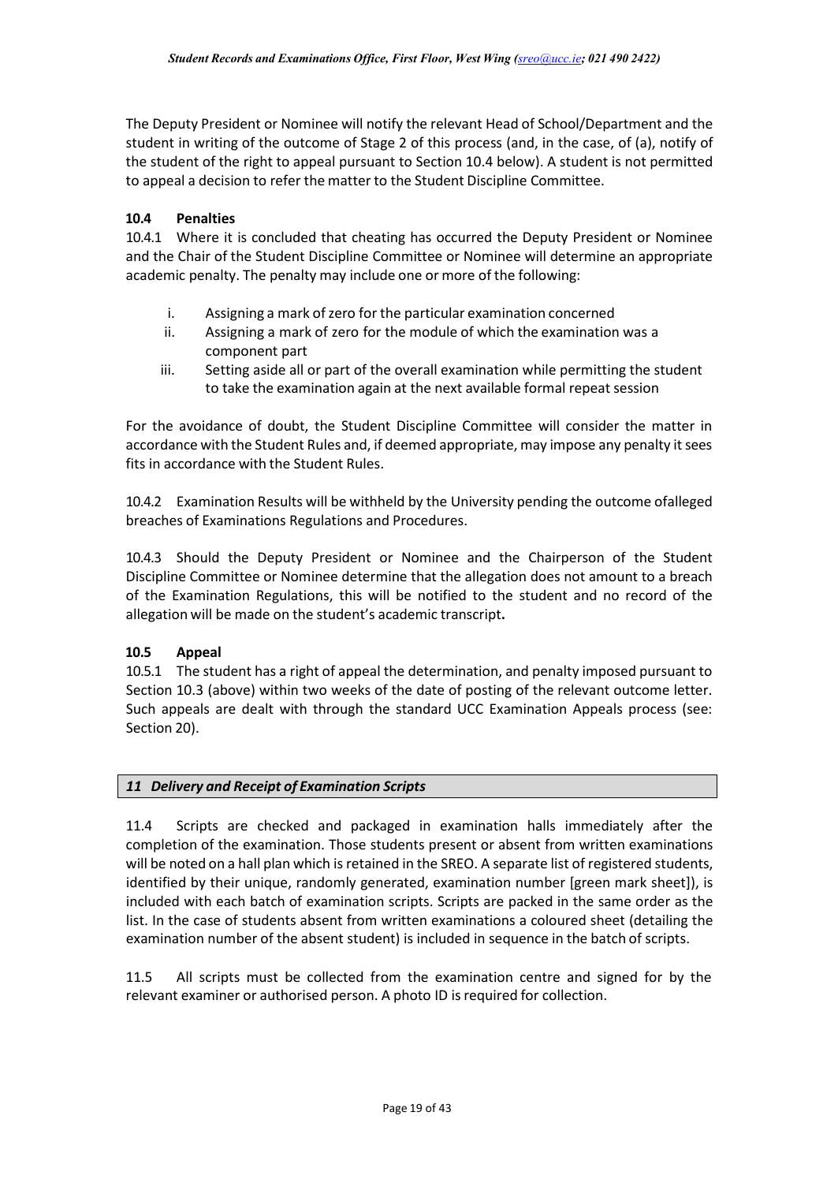The Deputy President or Nominee will notify the relevant Head of School/Department and the student in writing of the outcome of Stage 2 of this process (and, in the case, of (a), notify of the student of the right to appeal pursuant to Section 10.4 below). A student is not permitted to appeal a decision to refer the matter to the Student Discipline Committee.

### 10.4 Penalties

10.4.1 Where it is concluded that cheating has occurred the Deputy President or Nominee and the Chair of the Student Discipline Committee or Nominee will determine an appropriate academic penalty. The penalty may include one or more of the following:

i. Assigning a mark of zero for the particular examination concerned
ii. Assigning a mark of zero for the module of which the examination was a component part
iii. Setting aside all or part of the overall examination while permitting the student to take the examination again at the next available formal repeat session

For the avoidance of doubt, the Student Discipline Committee will consider the matter in accordance with the Student Rules and, if deemed appropriate, may impose any penalty it sees fits in accordance with the Student Rules.

10.4.2 Examination Results will be withheld by the University pending the outcome ofalleged breaches of Examinations Regulations and Procedures.

10.4.3 Should the Deputy President or Nominee and the Chairperson of the Student Discipline Committee or Nominee determine that the allegation does not amount to a breach of the Examination Regulations, this will be notified to the student and no record of the allegation will be made on the student's academic transcript**.**

### 10.5 Appeal

10.5.1 The student has a right of appeal the determination, and penalty imposed pursuant to Section 10.3 (above) within two weeks of the date of posting of the relevant outcome letter. Such appeals are dealt with through the standard UCC Examination Appeals process (see: Section 20).

## *11 Delivery and Receipt of Examination Scripts*

11.4 Scripts are checked and packaged in examination halls immediately after the completion of the examination. Those students present or absent from written examinations will be noted on a hall plan which is retained in the SREO. A separate list of registered students, identified by their unique, randomly generated, examination number [green mark sheet]), is included with each batch of examination scripts. Scripts are packed in the same order as the list. In the case of students absent from written examinations a coloured sheet (detailing the examination number of the absent student) is included in sequence in the batch of scripts.

11.5 All scripts must be collected from the examination centre and signed for by the relevant examiner or authorised person. A photo ID is required for collection.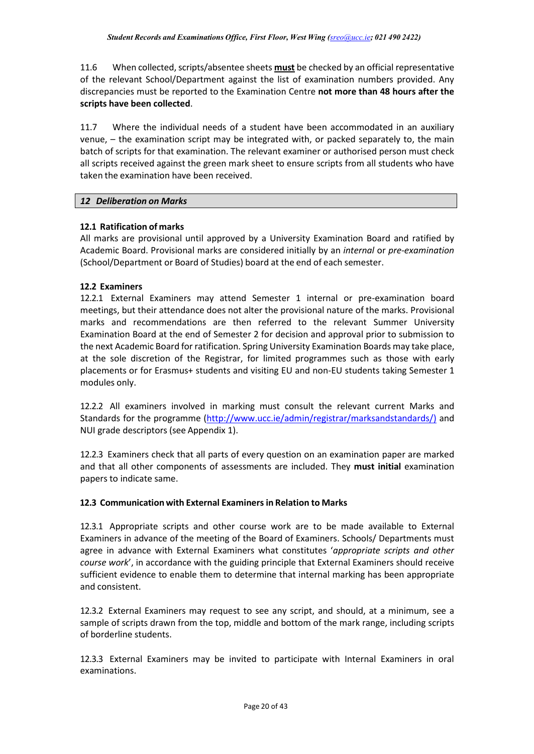11.6 When collected, scripts/absentee sheets **must** be checked by an official representative of the relevant School/Department against the list of examination numbers provided. Any discrepancies must be reported to the Examination Centre **not more than 48 hours after the scripts have been collected**.

11.7 Where the individual needs of a student have been accommodated in an auxiliary venue, – the examination script may be integrated with, or packed separately to, the main batch of scripts for that examination. The relevant examiner or authorised person must check all scripts received against the green mark sheet to ensure scripts from all students who have taken the examination have been received.

## *12 Deliberation on Marks*

### 12.1 Ratification of marks

All marks are provisional until approved by a University Examination Board and ratified by Academic Board. Provisional marks are considered initially by an *internal* or *pre-examination* (School/Department or Board of Studies) board at the end of each semester.

### 12.2 Examiners

12.2.1 External Examiners may attend Semester 1 internal or pre-examination board meetings, but their attendance does not alter the provisional nature of the marks. Provisional marks and recommendations are then referred to the relevant Summer University Examination Board at the end of Semester 2 for decision and approval prior to submission to the next Academic Board for ratification. Spring University Examination Boards may take place, at the sole discretion of the Registrar, for limited programmes such as those with early placements or for Erasmus+ students and visiting EU and non-EU students taking Semester 1 modules only.

12.2.2 All examiners involved in marking must consult the relevant current Marks and Standards for the programme (http://www.ucc.ie/admin/registrar/marksandstandards/) and NUI grade descriptors (see Appendix 1).

12.2.3 Examiners check that all parts of every question on an examination paper are marked and that all other components of assessments are included. They **must initial** examination papers to indicate same.

### 12.3 Communication with External Examiners in Relation to Marks

12.3.1 Appropriate scripts and other course work are to be made available to External Examiners in advance of the meeting of the Board of Examiners. Schools/ Departments must agree in advance with External Examiners what constitutes '*appropriate scripts and other course work*', in accordance with the guiding principle that External Examiners should receive sufficient evidence to enable them to determine that internal marking has been appropriate and consistent.

12.3.2 External Examiners may request to see any script, and should, at a minimum, see a sample of scripts drawn from the top, middle and bottom of the mark range, including scripts of borderline students.

12.3.3 External Examiners may be invited to participate with Internal Examiners in oral examinations.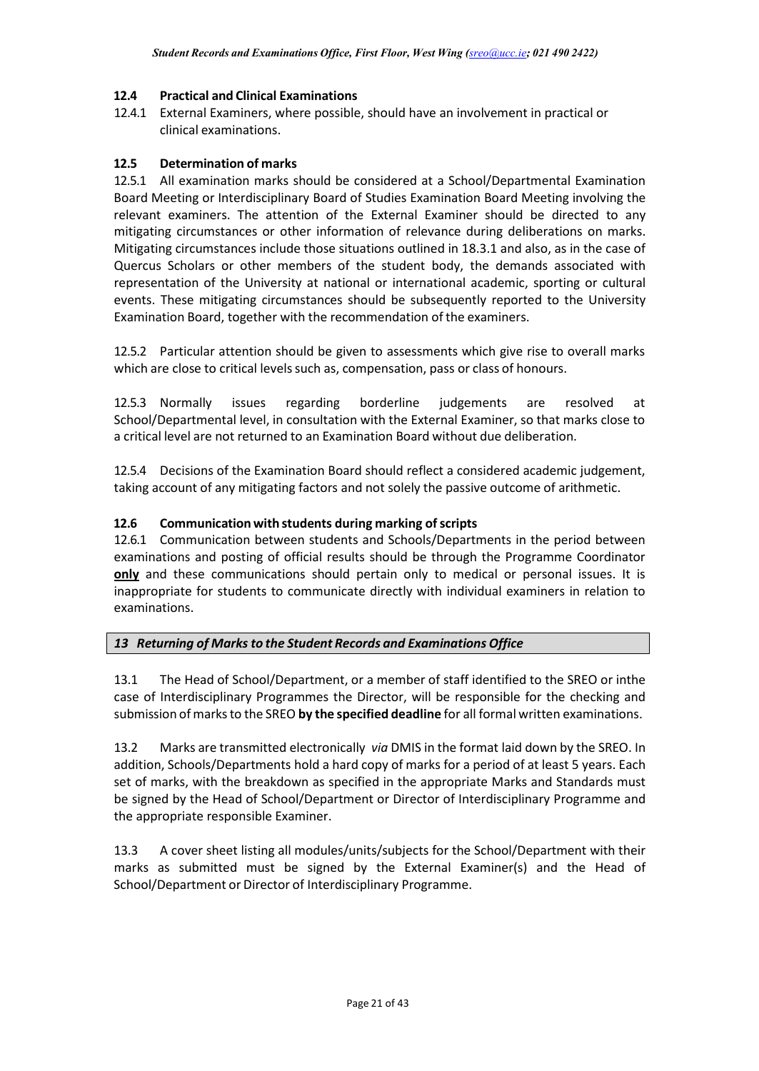### 12.4 Practical and Clinical Examinations

12.4.1 External Examiners, where possible, should have an involvement in practical or clinical examinations.

### 12.5 Determination of marks

12.5.1 All examination marks should be considered at a School/Departmental Examination Board Meeting or Interdisciplinary Board of Studies Examination Board Meeting involving the relevant examiners. The attention of the External Examiner should be directed to any mitigating circumstances or other information of relevance during deliberations on marks. Mitigating circumstances include those situations outlined in 18.3.1 and also, as in the case of Quercus Scholars or other members of the student body, the demands associated with representation of the University at national or international academic, sporting or cultural events. These mitigating circumstances should be subsequently reported to the University Examination Board, together with the recommendation of the examiners.

12.5.2 Particular attention should be given to assessments which give rise to overall marks which are close to critical levels such as, compensation, pass or class of honours.

12.5.3 Normally issues regarding borderline judgements are resolved at School/Departmental level, in consultation with the External Examiner, so that marks close to a critical level are not returned to an Examination Board without due deliberation.

12.5.4 Decisions of the Examination Board should reflect a considered academic judgement, taking account of any mitigating factors and not solely the passive outcome of arithmetic.

### 12.6 Communication with students during marking of scripts

12.6.1 Communication between students and Schools/Departments in the period between examinations and posting of official results should be through the Programme Coordinator **only** and these communications should pertain only to medical or personal issues. It is inappropriate for students to communicate directly with individual examiners in relation to examinations.

## *13 Returning of Marks to the Student Records and Examinations Office*

13.1 The Head of School/Department, or a member of staff identified to the SREO or inthe case of Interdisciplinary Programmes the Director, will be responsible for the checking and submission of marks to the SREO **by the specified deadline** for all formal written examinations.

13.2 Marks are transmitted electronically *via* DMIS in the format laid down by the SREO. In addition, Schools/Departments hold a hard copy of marks for a period of at least 5 years. Each set of marks, with the breakdown as specified in the appropriate Marks and Standards must be signed by the Head of School/Department or Director of Interdisciplinary Programme and the appropriate responsible Examiner.

13.3 A cover sheet listing all modules/units/subjects for the School/Department with their marks as submitted must be signed by the External Examiner(s) and the Head of School/Department or Director of Interdisciplinary Programme.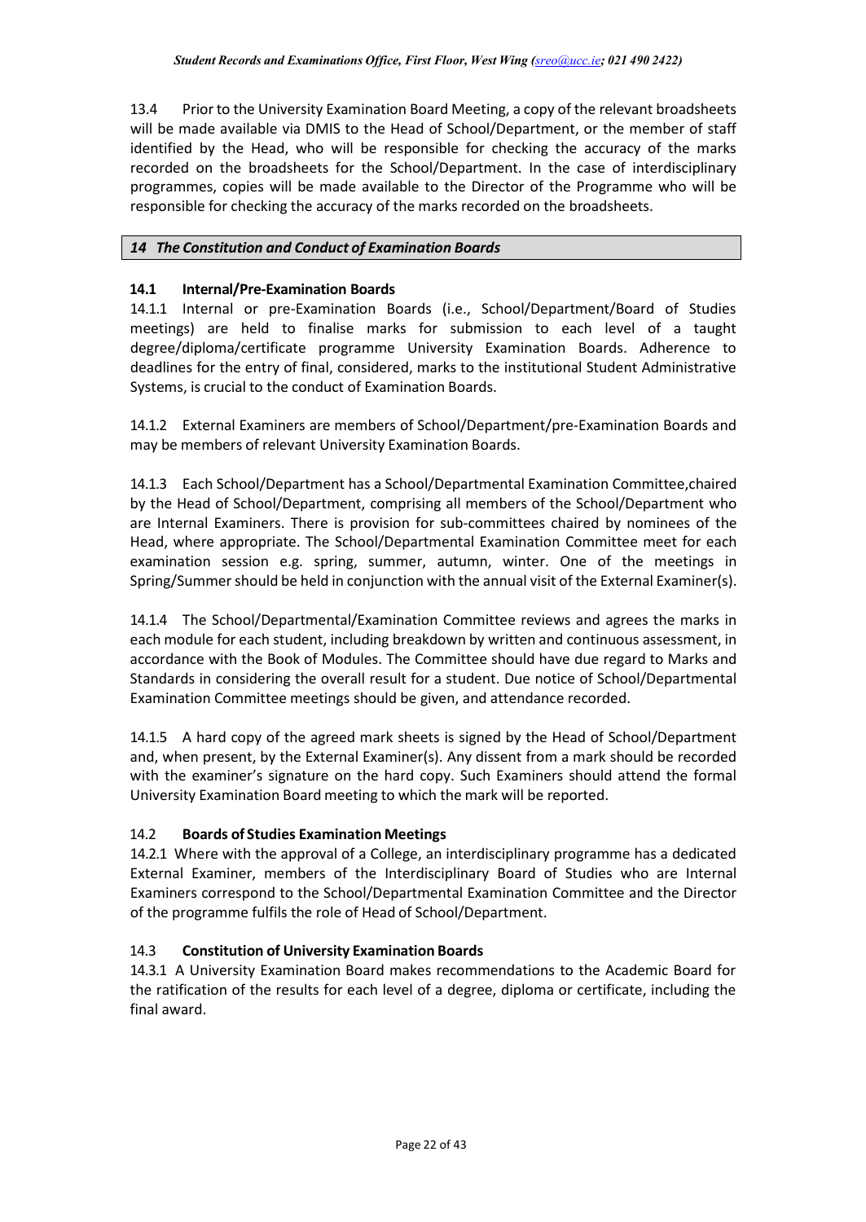13.4 Prior to the University Examination Board Meeting, a copy of the relevant broadsheets will be made available via DMIS to the Head of School/Department, or the member of staff identified by the Head, who will be responsible for checking the accuracy of the marks recorded on the broadsheets for the School/Department. In the case of interdisciplinary programmes, copies will be made available to the Director of the Programme who will be responsible for checking the accuracy of the marks recorded on the broadsheets.

## *14 The Constitution and Conduct of Examination Boards*

### 14.1 Internal/Pre-Examination Boards

14.1.1 Internal or pre-Examination Boards (i.e., School/Department/Board of Studies meetings) are held to finalise marks for submission to each level of a taught degree/diploma/certificate programme University Examination Boards. Adherence to deadlines for the entry of final, considered, marks to the institutional Student Administrative Systems, is crucial to the conduct of Examination Boards.

14.1.2 External Examiners are members of School/Department/pre-Examination Boards and may be members of relevant University Examination Boards.

14.1.3 Each School/Department has a School/Departmental Examination Committee,chaired by the Head of School/Department, comprising all members of the School/Department who are Internal Examiners. There is provision for sub-committees chaired by nominees of the Head, where appropriate. The School/Departmental Examination Committee meet for each examination session e.g. spring, summer, autumn, winter. One of the meetings in Spring/Summer should be held in conjunction with the annual visit of the External Examiner(s).

14.1.4 The School/Departmental/Examination Committee reviews and agrees the marks in each module for each student, including breakdown by written and continuous assessment, in accordance with the Book of Modules. The Committee should have due regard to Marks and Standards in considering the overall result for a student. Due notice of School/Departmental Examination Committee meetings should be given, and attendance recorded.

14.1.5 A hard copy of the agreed mark sheets is signed by the Head of School/Department and, when present, by the External Examiner(s). Any dissent from a mark should be recorded with the examiner's signature on the hard copy. Such Examiners should attend the formal University Examination Board meeting to which the mark will be reported.

### 14.2 Boards of Studies Examination Meetings

14.2.1 Where with the approval of a College, an interdisciplinary programme has a dedicated External Examiner, members of the Interdisciplinary Board of Studies who are Internal Examiners correspond to the School/Departmental Examination Committee and the Director of the programme fulfils the role of Head of School/Department.

### 14.3 Constitution of University Examination Boards

14.3.1 A University Examination Board makes recommendations to the Academic Board for the ratification of the results for each level of a degree, diploma or certificate, including the final award.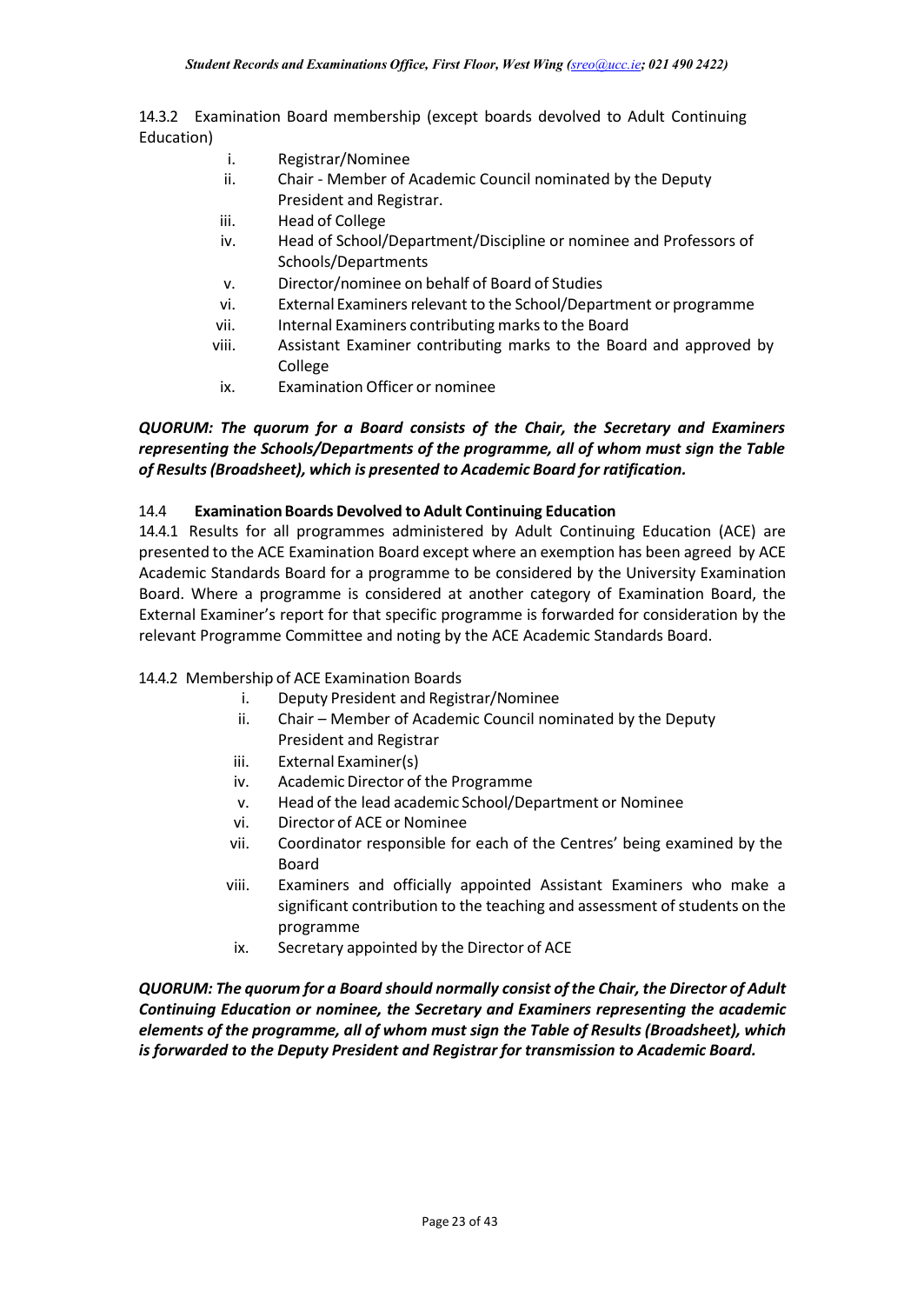14.3.2 Examination Board membership (except boards devolved to Adult Continuing Education)

i. Registrar/Nominee
ii. Chair - Member of Academic Council nominated by the Deputy President and Registrar.
iii. Head of College
iv. Head of School/Department/Discipline or nominee and Professors of Schools/Departments
v. Director/nominee on behalf of Board of Studies
vi. External Examiners relevant to the School/Department or programme
vii. Internal Examiners contributing marks to the Board
viii. Assistant Examiner contributing marks to the Board and approved by College
ix. Examination Officer or nominee

***QUORUM: The quorum for a Board consists of the Chair, the Secretary and Examiners representing the Schools/Departments of the programme, all of whom must sign the Table of Results (Broadsheet), which is presented to Academic Board for ratification.***

### 14.4 Examination Boards Devolved to Adult Continuing Education

14.4.1 Results for all programmes administered by Adult Continuing Education (ACE) are presented to the ACE Examination Board except where an exemption has been agreed by ACE Academic Standards Board for a programme to be considered by the University Examination Board. Where a programme is considered at another category of Examination Board, the External Examiner's report for that specific programme is forwarded for consideration by the relevant Programme Committee and noting by the ACE Academic Standards Board.

14.4.2 Membership of ACE Examination Boards

i. Deputy President and Registrar/Nominee
ii. Chair – Member of Academic Council nominated by the Deputy President and Registrar
iii. External Examiner(s)
iv. Academic Director of the Programme
v. Head of the lead academic School/Department or Nominee
vi. Director of ACE or Nominee
vii. Coordinator responsible for each of the Centres' being examined by the Board
viii. Examiners and officially appointed Assistant Examiners who make a significant contribution to the teaching and assessment of students on the programme
ix. Secretary appointed by the Director of ACE

***QUORUM: The quorum for a Board should normally consist of the Chair, the Director of Adult Continuing Education or nominee, the Secretary and Examiners representing the academic elements of the programme, all of whom must sign the Table of Results (Broadsheet), which is forwarded to the Deputy President and Registrar for transmission to Academic Board.***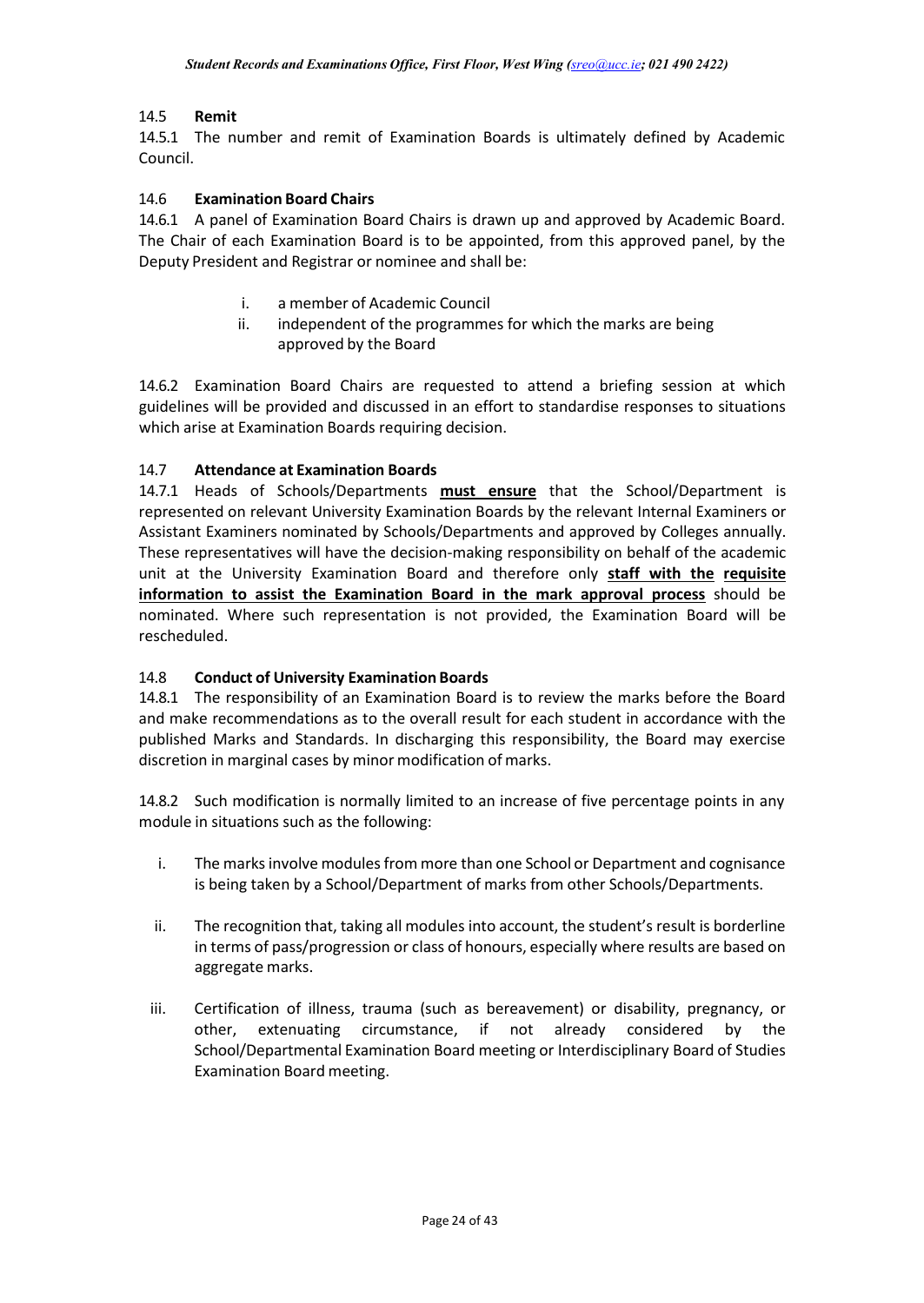### 14.5 Remit

14.5.1 The number and remit of Examination Boards is ultimately defined by Academic Council.

### 14.6 Examination Board Chairs

14.6.1 A panel of Examination Board Chairs is drawn up and approved by Academic Board. The Chair of each Examination Board is to be appointed, from this approved panel, by the Deputy President and Registrar or nominee and shall be:

i. a member of Academic Council
ii. independent of the programmes for which the marks are being approved by the Board

14.6.2 Examination Board Chairs are requested to attend a briefing session at which guidelines will be provided and discussed in an effort to standardise responses to situations which arise at Examination Boards requiring decision.

### 14.7 Attendance at Examination Boards

14.7.1 Heads of Schools/Departments **must ensure** that the School/Department is represented on relevant University Examination Boards by the relevant Internal Examiners or Assistant Examiners nominated by Schools/Departments and approved by Colleges annually. These representatives will have the decision-making responsibility on behalf of the academic unit at the University Examination Board and therefore only **staff with the requisite information to assist the Examination Board in the mark approval process** should be nominated. Where such representation is not provided, the Examination Board will be rescheduled.

### 14.8 Conduct of University Examination Boards

14.8.1 The responsibility of an Examination Board is to review the marks before the Board and make recommendations as to the overall result for each student in accordance with the published Marks and Standards. In discharging this responsibility, the Board may exercise discretion in marginal cases by minor modification of marks.

14.8.2 Such modification is normally limited to an increase of five percentage points in any module in situations such as the following:

i. The marks involve modules from more than one School or Department and cognisance is being taken by a School/Department of marks from other Schools/Departments.

ii. The recognition that, taking all modules into account, the student's result is borderline in terms of pass/progression or class of honours, especially where results are based on aggregate marks.

iii. Certification of illness, trauma (such as bereavement) or disability, pregnancy, or other, extenuating circumstance, if not already considered by the School/Departmental Examination Board meeting or Interdisciplinary Board of Studies Examination Board meeting.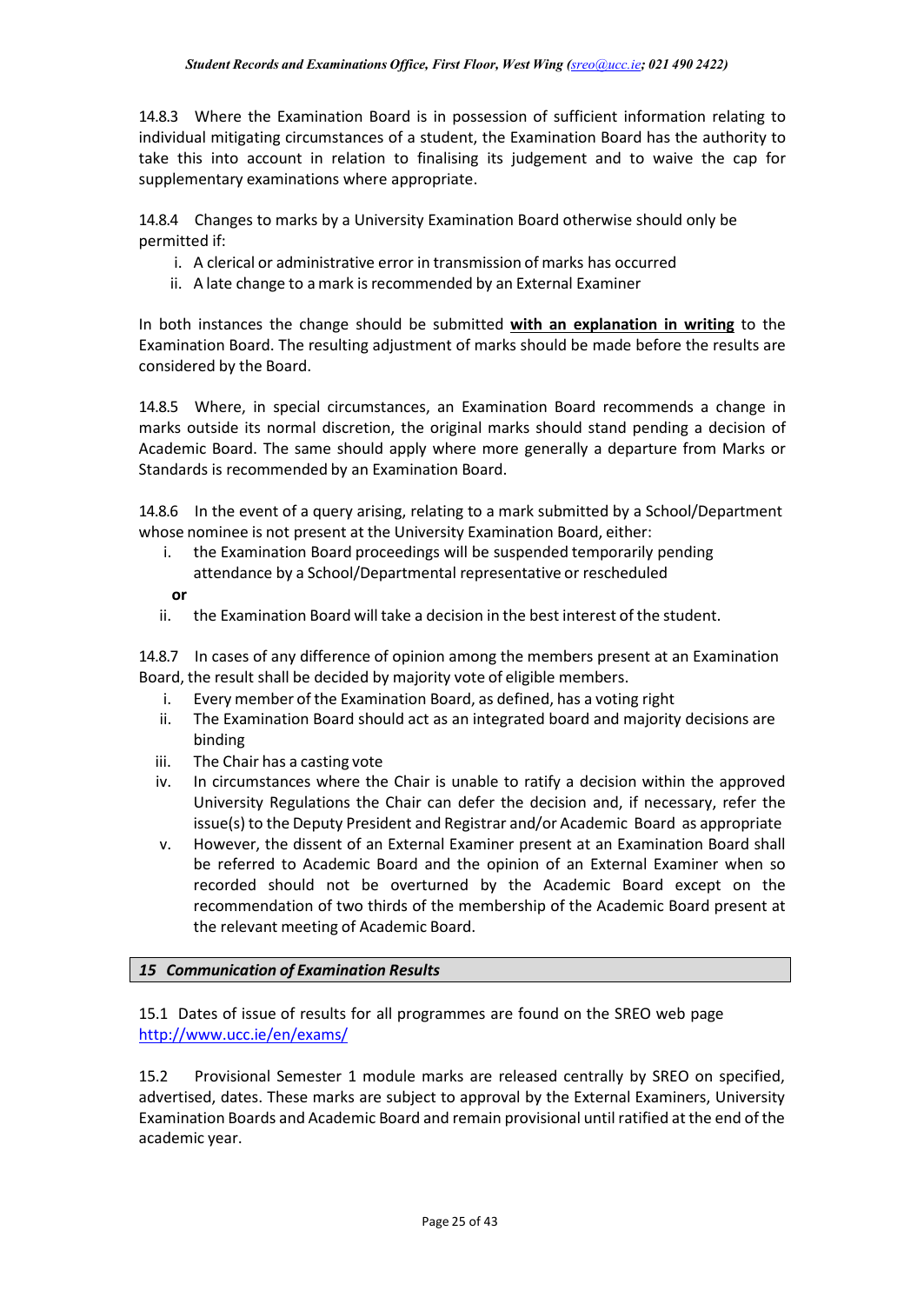14.8.3 Where the Examination Board is in possession of sufficient information relating to individual mitigating circumstances of a student, the Examination Board has the authority to take this into account in relation to finalising its judgement and to waive the cap for supplementary examinations where appropriate.

14.8.4 Changes to marks by a University Examination Board otherwise should only be permitted if:

i. A clerical or administrative error in transmission of marks has occurred
ii. A late change to a mark is recommended by an External Examiner

In both instances the change should be submitted **with an explanation in writing** to the Examination Board. The resulting adjustment of marks should be made before the results are considered by the Board.

14.8.5 Where, in special circumstances, an Examination Board recommends a change in marks outside its normal discretion, the original marks should stand pending a decision of Academic Board. The same should apply where more generally a departure from Marks or Standards is recommended by an Examination Board.

14.8.6 In the event of a query arising, relating to a mark submitted by a School/Department whose nominee is not present at the University Examination Board, either:

i. the Examination Board proceedings will be suspended temporarily pending attendance by a School/Departmental representative or rescheduled

**or**

ii. the Examination Board will take a decision in the best interest of the student.

14.8.7 In cases of any difference of opinion among the members present at an Examination Board, the result shall be decided by majority vote of eligible members.

i. Every member of the Examination Board, as defined, has a voting right
ii. The Examination Board should act as an integrated board and majority decisions are binding
iii. The Chair has a casting vote
iv. In circumstances where the Chair is unable to ratify a decision within the approved University Regulations the Chair can defer the decision and, if necessary, refer the issue(s) to the Deputy President and Registrar and/or Academic Board as appropriate
v. However, the dissent of an External Examiner present at an Examination Board shall be referred to Academic Board and the opinion of an External Examiner when so recorded should not be overturned by the Academic Board except on the recommendation of two thirds of the membership of the Academic Board present at the relevant meeting of Academic Board.

## *15 Communication of Examination Results*

15.1 Dates of issue of results for all programmes are found on the SREO web page http://www.ucc.ie/en/exams/

15.2 Provisional Semester 1 module marks are released centrally by SREO on specified, advertised, dates. These marks are subject to approval by the External Examiners, University Examination Boards and Academic Board and remain provisional until ratified at the end of the academic year.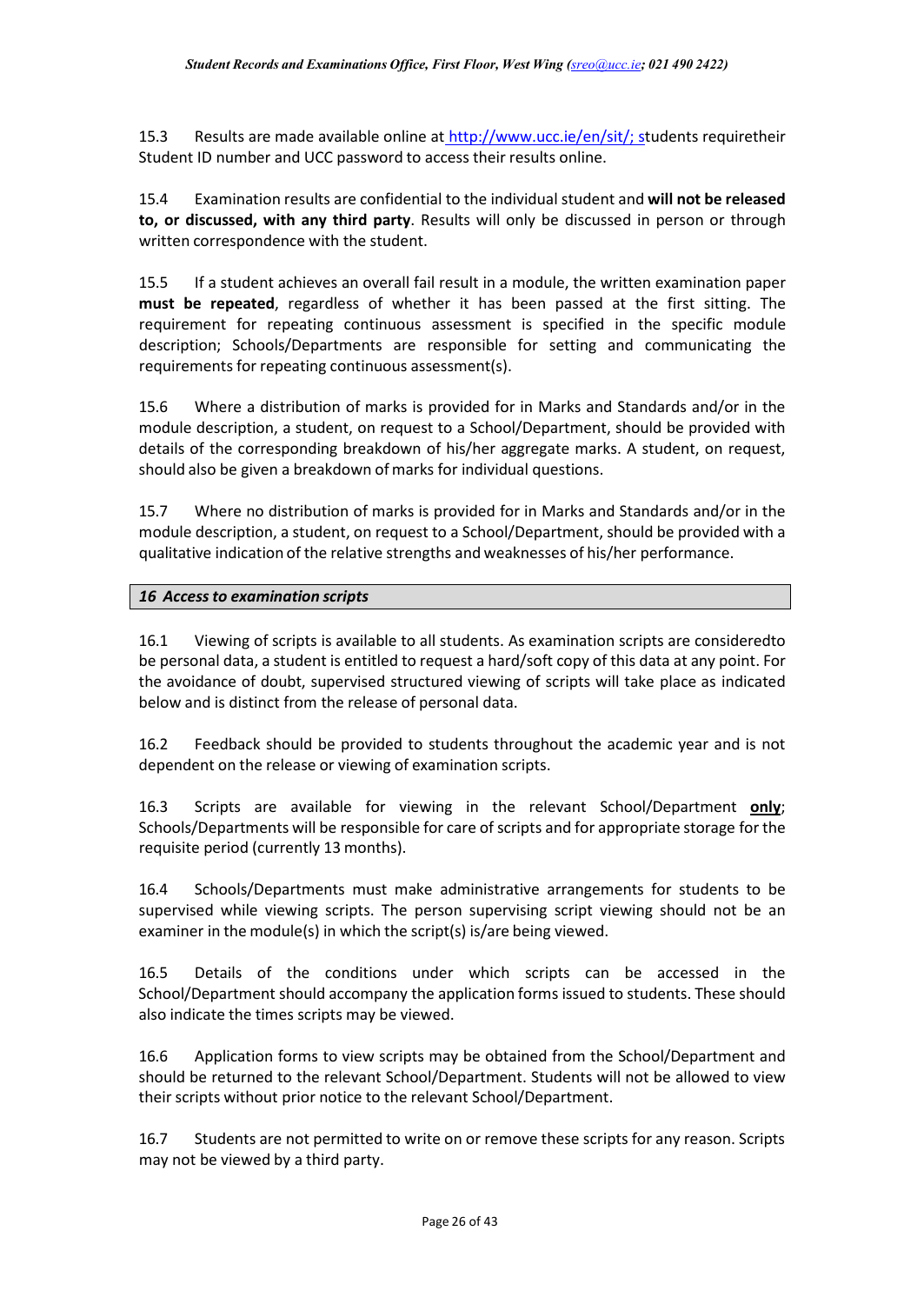15.3 Results are made available online at http://www.ucc.ie/en/sit/; students requiretheir Student ID number and UCC password to access their results online.

15.4 Examination results are confidential to the individual student and **will not be released to, or discussed, with any third party**. Results will only be discussed in person or through written correspondence with the student.

15.5 If a student achieves an overall fail result in a module, the written examination paper **must be repeated**, regardless of whether it has been passed at the first sitting. The requirement for repeating continuous assessment is specified in the specific module description; Schools/Departments are responsible for setting and communicating the requirements for repeating continuous assessment(s).

15.6 Where a distribution of marks is provided for in Marks and Standards and/or in the module description, a student, on request to a School/Department, should be provided with details of the corresponding breakdown of his/her aggregate marks. A student, on request, should also be given a breakdown of marks for individual questions.

15.7 Where no distribution of marks is provided for in Marks and Standards and/or in the module description, a student, on request to a School/Department, should be provided with a qualitative indication of the relative strengths and weaknesses of his/her performance.

## *16 Access to examination scripts*

16.1 Viewing of scripts is available to all students. As examination scripts are consideredto be personal data, a student is entitled to request a hard/soft copy of this data at any point. For the avoidance of doubt, supervised structured viewing of scripts will take place as indicated below and is distinct from the release of personal data.

16.2 Feedback should be provided to students throughout the academic year and is not dependent on the release or viewing of examination scripts.

16.3 Scripts are available for viewing in the relevant School/Department **only**; Schools/Departments will be responsible for care of scripts and for appropriate storage for the requisite period (currently 13 months).

16.4 Schools/Departments must make administrative arrangements for students to be supervised while viewing scripts. The person supervising script viewing should not be an examiner in the module(s) in which the script(s) is/are being viewed.

16.5 Details of the conditions under which scripts can be accessed in the School/Department should accompany the application forms issued to students. These should also indicate the times scripts may be viewed.

16.6 Application forms to view scripts may be obtained from the School/Department and should be returned to the relevant School/Department. Students will not be allowed to view their scripts without prior notice to the relevant School/Department.

16.7 Students are not permitted to write on or remove these scripts for any reason. Scripts may not be viewed by a third party.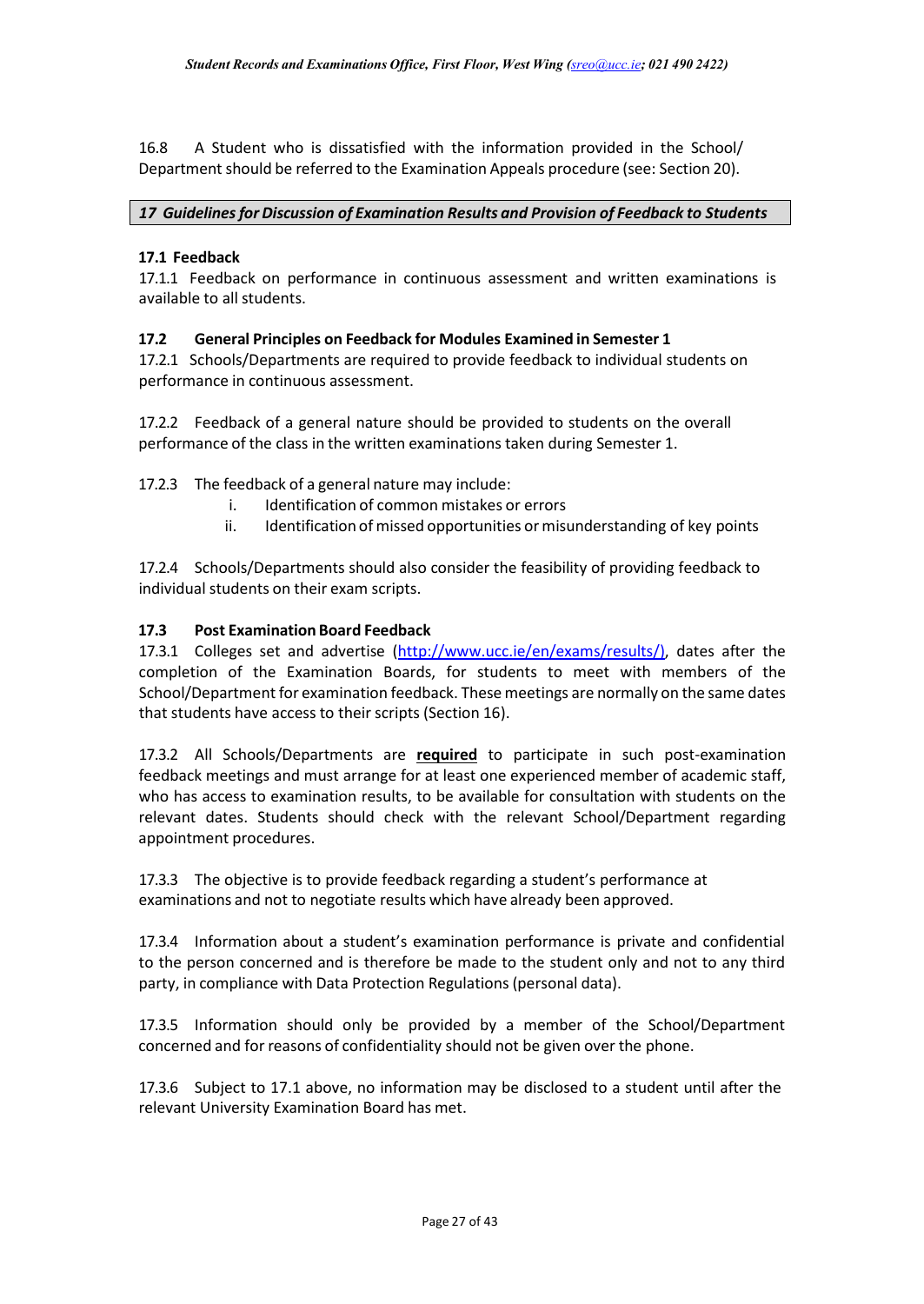16.8 A Student who is dissatisfied with the information provided in the School/ Department should be referred to the Examination Appeals procedure (see: Section 20).

## *17 Guidelines for Discussion of Examination Results and Provision of Feedback to Students*

### 17.1 Feedback

17.1.1 Feedback on performance in continuous assessment and written examinations is available to all students.

### 17.2 General Principles on Feedback for Modules Examined in Semester 1

17.2.1 Schools/Departments are required to provide feedback to individual students on performance in continuous assessment.

17.2.2 Feedback of a general nature should be provided to students on the overall performance of the class in the written examinations taken during Semester 1.

17.2.3 The feedback of a general nature may include:

- i. Identification of common mistakes or errors
- ii. Identification of missed opportunities or misunderstanding of key points

17.2.4 Schools/Departments should also consider the feasibility of providing feedback to individual students on their exam scripts.

### 17.3 Post Examination Board Feedback

17.3.1 Colleges set and advertise (http://www.ucc.ie/en/exams/results/), dates after the completion of the Examination Boards, for students to meet with members of the School/Department for examination feedback. These meetings are normally on the same dates that students have access to their scripts (Section 16).

17.3.2 All Schools/Departments are **required** to participate in such post-examination feedback meetings and must arrange for at least one experienced member of academic staff, who has access to examination results, to be available for consultation with students on the relevant dates. Students should check with the relevant School/Department regarding appointment procedures.

17.3.3 The objective is to provide feedback regarding a student's performance at examinations and not to negotiate results which have already been approved.

17.3.4 Information about a student's examination performance is private and confidential to the person concerned and is therefore be made to the student only and not to any third party, in compliance with Data Protection Regulations (personal data).

17.3.5 Information should only be provided by a member of the School/Department concerned and for reasons of confidentiality should not be given over the phone.

17.3.6 Subject to 17.1 above, no information may be disclosed to a student until after the relevant University Examination Board has met.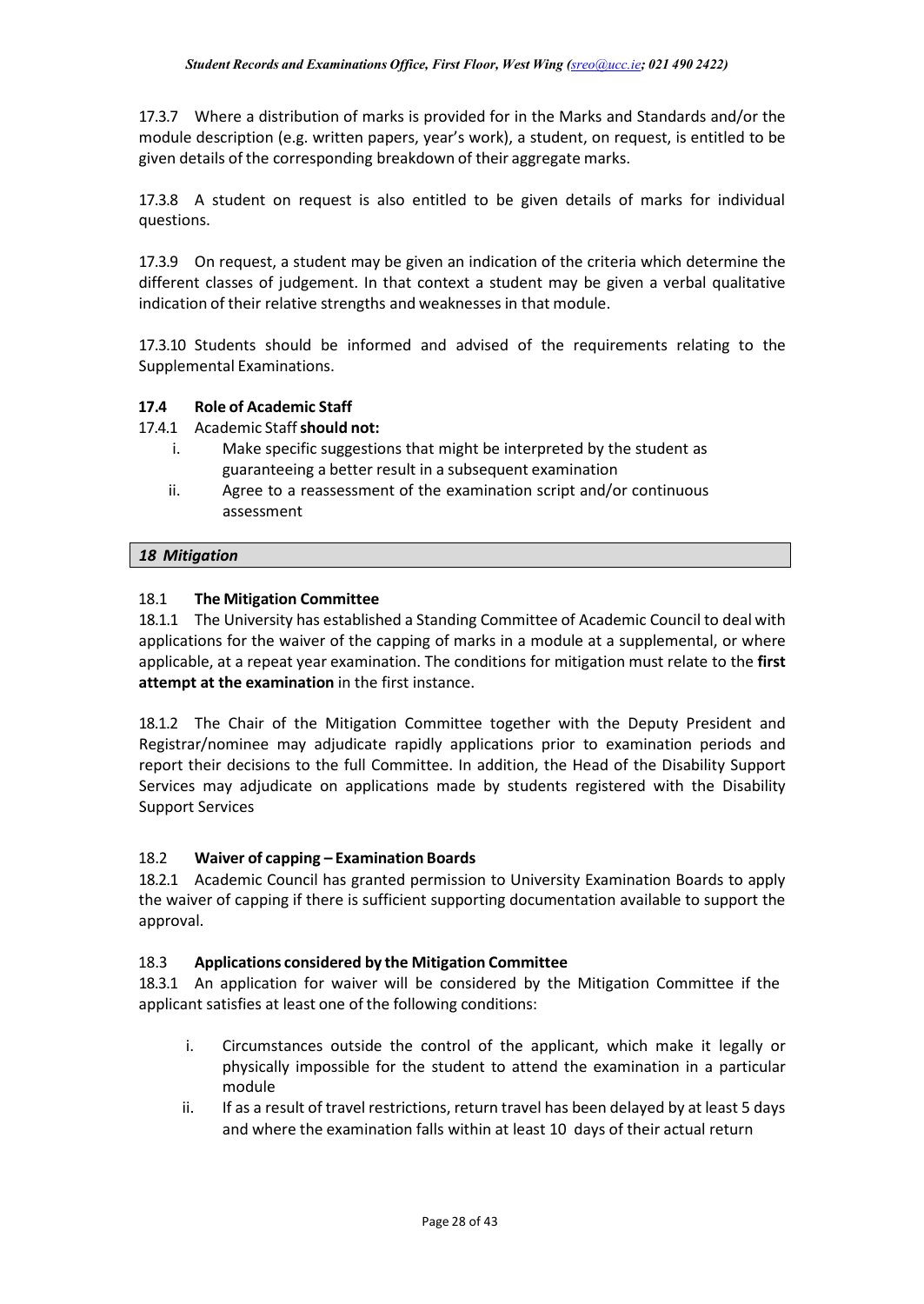17.3.7 Where a distribution of marks is provided for in the Marks and Standards and/or the module description (e.g. written papers, year's work), a student, on request, is entitled to be given details of the corresponding breakdown of their aggregate marks.

17.3.8 A student on request is also entitled to be given details of marks for individual questions.

17.3.9 On request, a student may be given an indication of the criteria which determine the different classes of judgement. In that context a student may be given a verbal qualitative indication of their relative strengths and weaknesses in that module.

17.3.10 Students should be informed and advised of the requirements relating to the Supplemental Examinations.

### 17.4 Role of Academic Staff

17.4.1 Academic Staff **should not:**

i. Make specific suggestions that might be interpreted by the student as guaranteeing a better result in a subsequent examination
ii. Agree to a reassessment of the examination script and/or continuous assessment

## *18 Mitigation*

### 18.1 The Mitigation Committee

18.1.1 The University has established a Standing Committee of Academic Council to deal with applications for the waiver of the capping of marks in a module at a supplemental, or where applicable, at a repeat year examination. The conditions for mitigation must relate to the **first attempt at the examination** in the first instance.

18.1.2 The Chair of the Mitigation Committee together with the Deputy President and Registrar/nominee may adjudicate rapidly applications prior to examination periods and report their decisions to the full Committee. In addition, the Head of the Disability Support Services may adjudicate on applications made by students registered with the Disability Support Services

### 18.2 Waiver of capping – Examination Boards

18.2.1 Academic Council has granted permission to University Examination Boards to apply the waiver of capping if there is sufficient supporting documentation available to support the approval.

### 18.3 Applications considered by the Mitigation Committee

18.3.1 An application for waiver will be considered by the Mitigation Committee if the applicant satisfies at least one of the following conditions:

i. Circumstances outside the control of the applicant, which make it legally or physically impossible for the student to attend the examination in a particular module
ii. If as a result of travel restrictions, return travel has been delayed by at least 5 days and where the examination falls within at least 10 days of their actual return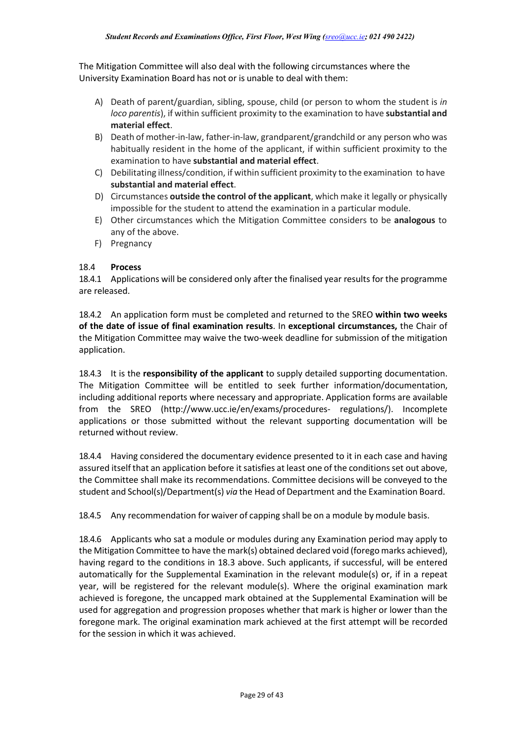The Mitigation Committee will also deal with the following circumstances where the University Examination Board has not or is unable to deal with them:

A) Death of parent/guardian, sibling, spouse, child (or person to whom the student is *in loco parentis*), if within sufficient proximity to the examination to have **substantial and material effect**.
B) Death of mother-in-law, father-in-law, grandparent/grandchild or any person who was habitually resident in the home of the applicant, if within sufficient proximity to the examination to have **substantial and material effect**.
C) Debilitating illness/condition, if within sufficient proximity to the examination to have **substantial and material effect**.
D) Circumstances **outside the control of the applicant**, which make it legally or physically impossible for the student to attend the examination in a particular module.
E) Other circumstances which the Mitigation Committee considers to be **analogous** to any of the above.
F) Pregnancy

### 18.4 **Process**

18.4.1 Applications will be considered only after the finalised year results for the programme are released.

18.4.2 An application form must be completed and returned to the SREO **within two weeks of the date of issue of final examination results**. In **exceptional circumstances,** the Chair of the Mitigation Committee may waive the two-week deadline for submission of the mitigation application.

18.4.3 It is the **responsibility of the applicant** to supply detailed supporting documentation. The Mitigation Committee will be entitled to seek further information/documentation, including additional reports where necessary and appropriate. Application forms are available from the SREO (http://www.ucc.ie/en/exams/procedures- regulations/). Incomplete applications or those submitted without the relevant supporting documentation will be returned without review.

18.4.4 Having considered the documentary evidence presented to it in each case and having assured itself that an application before it satisfies at least one of the conditions set out above, the Committee shall make its recommendations. Committee decisions will be conveyed to the student and School(s)/Department(s) *via* the Head of Department and the Examination Board.

18.4.5 Any recommendation for waiver of capping shall be on a module by module basis.

18.4.6 Applicants who sat a module or modules during any Examination period may apply to the Mitigation Committee to have the mark(s) obtained declared void (forego marks achieved), having regard to the conditions in 18.3 above. Such applicants, if successful, will be entered automatically for the Supplemental Examination in the relevant module(s) or, if in a repeat year, will be registered for the relevant module(s). Where the original examination mark achieved is foregone, the uncapped mark obtained at the Supplemental Examination will be used for aggregation and progression proposes whether that mark is higher or lower than the foregone mark. The original examination mark achieved at the first attempt will be recorded for the session in which it was achieved.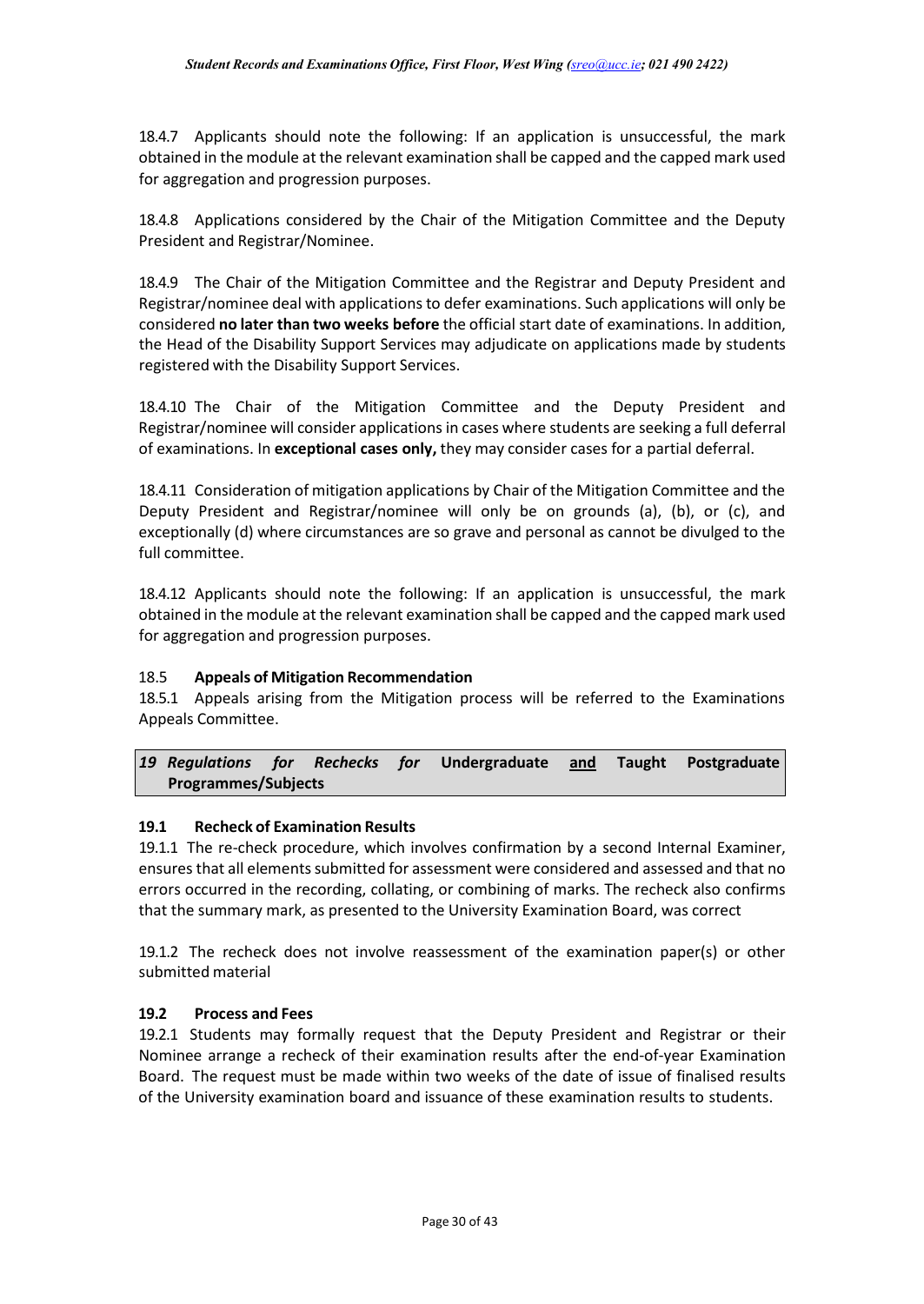18.4.7 Applicants should note the following: If an application is unsuccessful, the mark obtained in the module at the relevant examination shall be capped and the capped mark used for aggregation and progression purposes.

18.4.8 Applications considered by the Chair of the Mitigation Committee and the Deputy President and Registrar/Nominee.

18.4.9 The Chair of the Mitigation Committee and the Registrar and Deputy President and Registrar/nominee deal with applications to defer examinations. Such applications will only be considered **no later than two weeks before** the official start date of examinations. In addition, the Head of the Disability Support Services may adjudicate on applications made by students registered with the Disability Support Services.

18.4.10 The Chair of the Mitigation Committee and the Deputy President and Registrar/nominee will consider applications in cases where students are seeking a full deferral of examinations. In **exceptional cases only,** they may consider cases for a partial deferral.

18.4.11 Consideration of mitigation applications by Chair of the Mitigation Committee and the Deputy President and Registrar/nominee will only be on grounds (a), (b), or (c), and exceptionally (d) where circumstances are so grave and personal as cannot be divulged to the full committee.

18.4.12 Applicants should note the following: If an application is unsuccessful, the mark obtained in the module at the relevant examination shall be capped and the capped mark used for aggregation and progression purposes.

### 18.5 Appeals of Mitigation Recommendation

18.5.1 Appeals arising from the Mitigation process will be referred to the Examinations Appeals Committee.

## *19 Regulations for Rechecks for* **Undergraduate and Taught Postgraduate Programmes/Subjects**

### 19.1 Recheck of Examination Results

19.1.1 The re-check procedure, which involves confirmation by a second Internal Examiner, ensures that all elements submitted for assessment were considered and assessed and that no errors occurred in the recording, collating, or combining of marks. The recheck also confirms that the summary mark, as presented to the University Examination Board, was correct

19.1.2 The recheck does not involve reassessment of the examination paper(s) or other submitted material

### 19.2 Process and Fees

19.2.1 Students may formally request that the Deputy President and Registrar or their Nominee arrange a recheck of their examination results after the end-of-year Examination Board. The request must be made within two weeks of the date of issue of finalised results of the University examination board and issuance of these examination results to students.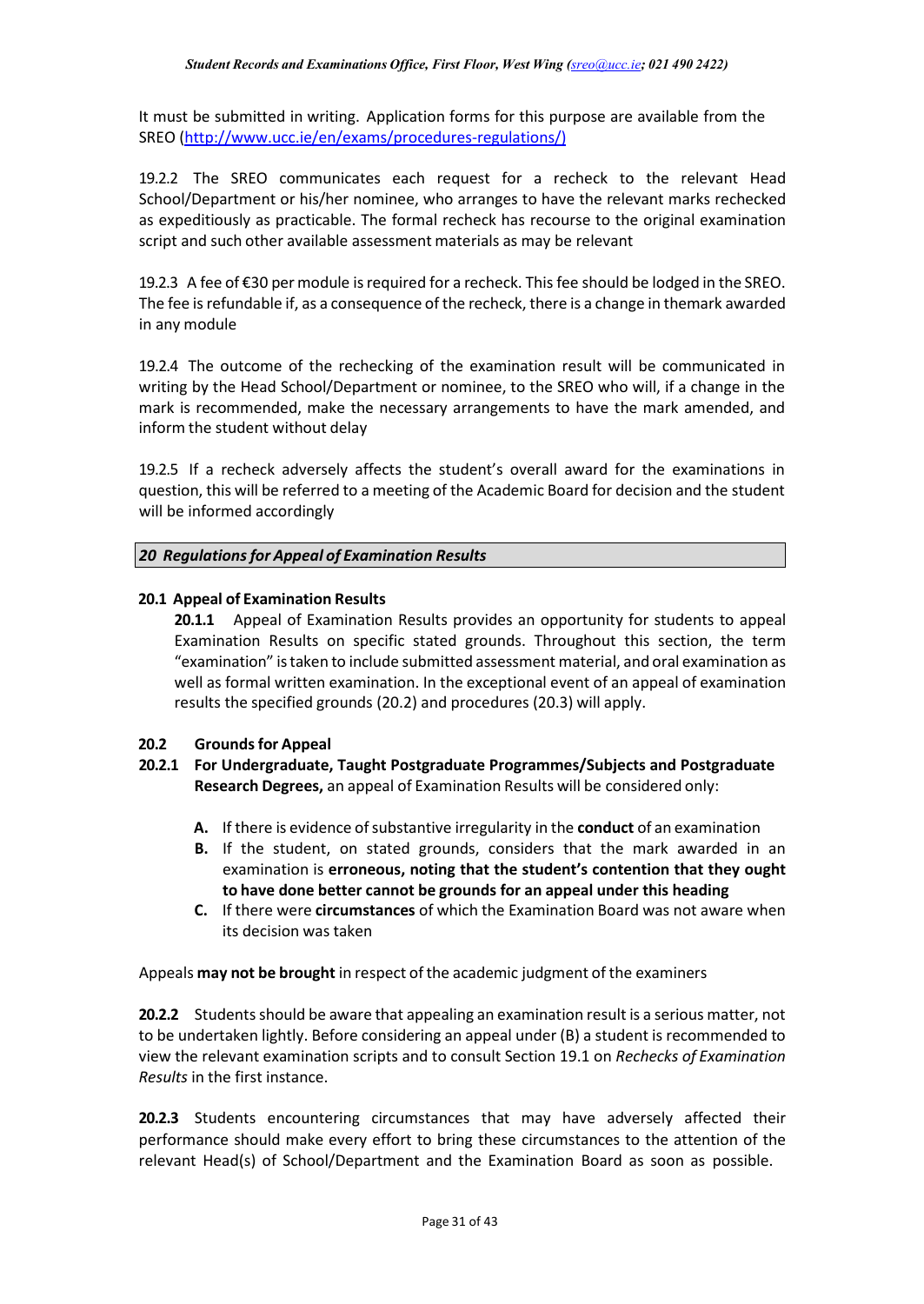It must be submitted in writing. Application forms for this purpose are available from the SREO (http://www.ucc.ie/en/exams/procedures-regulations/)

19.2.2 The SREO communicates each request for a recheck to the relevant Head School/Department or his/her nominee, who arranges to have the relevant marks rechecked as expeditiously as practicable. The formal recheck has recourse to the original examination script and such other available assessment materials as may be relevant

19.2.3 A fee of €30 per module is required for a recheck. This fee should be lodged in the SREO. The fee is refundable if, as a consequence of the recheck, there is a change in themark awarded in any module

19.2.4 The outcome of the rechecking of the examination result will be communicated in writing by the Head School/Department or nominee, to the SREO who will, if a change in the mark is recommended, make the necessary arrangements to have the mark amended, and inform the student without delay

19.2.5 If a recheck adversely affects the student's overall award for the examinations in question, this will be referred to a meeting of the Academic Board for decision and the student will be informed accordingly

## *20 Regulations for Appeal of Examination Results*

### 20.1 Appeal of Examination Results

**20.1.1** Appeal of Examination Results provides an opportunity for students to appeal Examination Results on specific stated grounds. Throughout this section, the term "examination" is taken to include submitted assessment material, and oral examination as well as formal written examination. In the exceptional event of an appeal of examination results the specified grounds (20.2) and procedures (20.3) will apply.

### 20.2 Grounds for Appeal

**20.2.1 For Undergraduate, Taught Postgraduate Programmes/Subjects and Postgraduate Research Degrees,** an appeal of Examination Results will be considered only:

- **A.** If there is evidence of substantive irregularity in the **conduct** of an examination
- **B.** If the student, on stated grounds, considers that the mark awarded in an examination is **erroneous, noting that the student's contention that they ought to have done better cannot be grounds for an appeal under this heading**
- **C.** If there were **circumstances** of which the Examination Board was not aware when its decision was taken

Appeals **may not be brought** in respect of the academic judgment of the examiners

**20.2.2** Students should be aware that appealing an examination result is a serious matter, not to be undertaken lightly. Before considering an appeal under (B) a student is recommended to view the relevant examination scripts and to consult Section 19.1 on *Rechecks of Examination Results* in the first instance.

**20.2.3** Students encountering circumstances that may have adversely affected their performance should make every effort to bring these circumstances to the attention of the relevant Head(s) of School/Department and the Examination Board as soon as possible.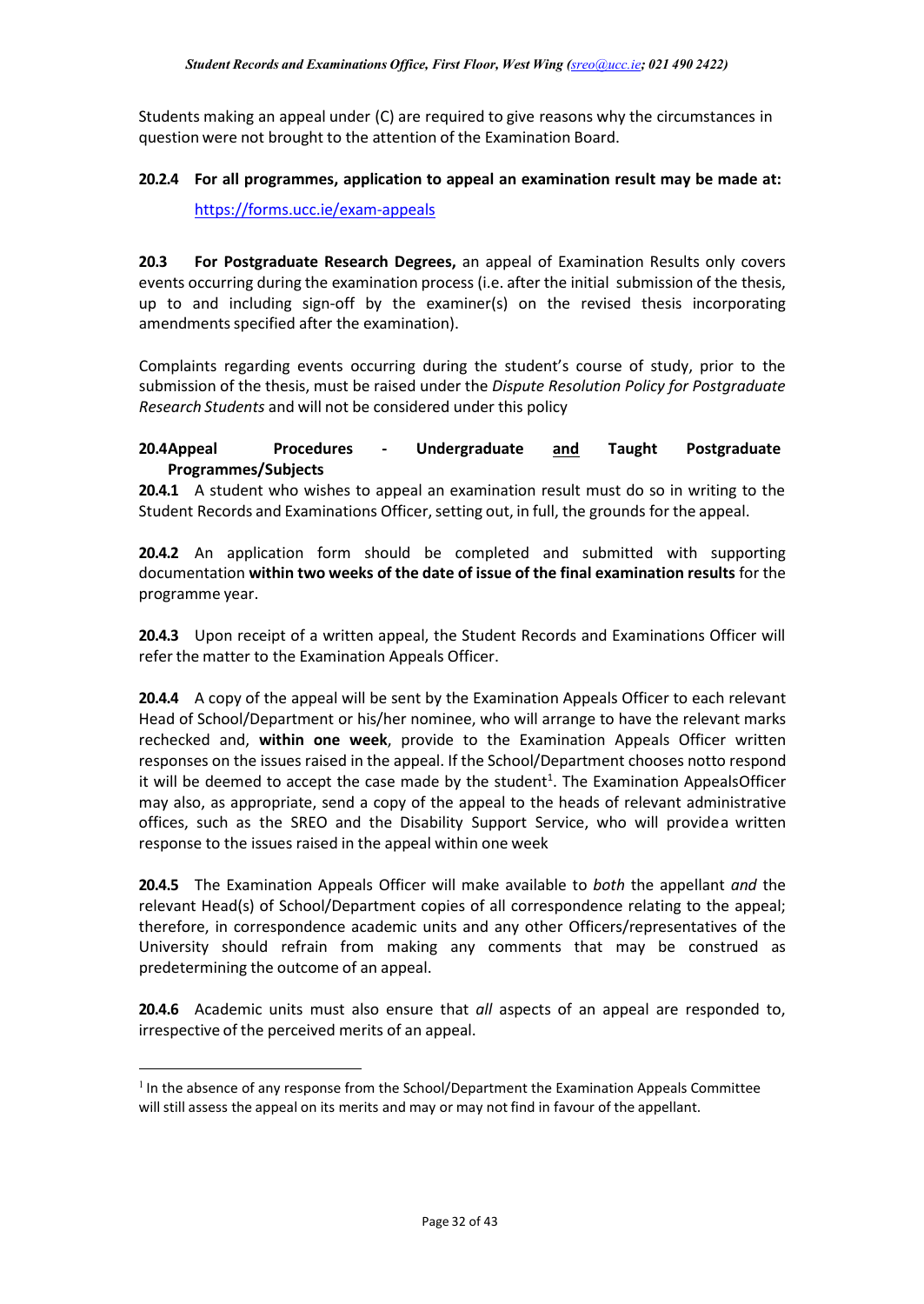Students making an appeal under (C) are required to give reasons why the circumstances in question were not brought to the attention of the Examination Board.

**20.2.4 For all programmes, application to appeal an examination result may be made at:**

https://forms.ucc.ie/exam-appeals

**20.3 For Postgraduate Research Degrees,** an appeal of Examination Results only covers events occurring during the examination process (i.e. after the initial submission of the thesis, up to and including sign-off by the examiner(s) on the revised thesis incorporating amendments specified after the examination).

Complaints regarding events occurring during the student's course of study, prior to the submission of the thesis, must be raised under the *Dispute Resolution Policy for Postgraduate Research Students* and will not be considered under this policy

**20.4 Appeal Procedures - Undergraduate <u>and</u> Taught Postgraduate Programmes/Subjects**

**20.4.1** A student who wishes to appeal an examination result must do so in writing to the Student Records and Examinations Officer, setting out, in full, the grounds for the appeal.

**20.4.2** An application form should be completed and submitted with supporting documentation **within two weeks of the date of issue of the final examination results** for the programme year.

**20.4.3** Upon receipt of a written appeal, the Student Records and Examinations Officer will refer the matter to the Examination Appeals Officer.

**20.4.4** A copy of the appeal will be sent by the Examination Appeals Officer to each relevant Head of School/Department or his/her nominee, who will arrange to have the relevant marks rechecked and, **within one week**, provide to the Examination Appeals Officer written responses on the issues raised in the appeal. If the School/Department chooses notto respond it will be deemed to accept the case made by the student[1]. The Examination AppealsOfficer may also, as appropriate, send a copy of the appeal to the heads of relevant administrative offices, such as the SREO and the Disability Support Service, who will providea written response to the issues raised in the appeal within one week

**20.4.5** The Examination Appeals Officer will make available to *both* the appellant *and* the relevant Head(s) of School/Department copies of all correspondence relating to the appeal; therefore, in correspondence academic units and any other Officers/representatives of the University should refrain from making any comments that may be construed as predetermining the outcome of an appeal.

**20.4.6** Academic units must also ensure that *all* aspects of an appeal are responded to, irrespective of the perceived merits of an appeal.

[1] In the absence of any response from the School/Department the Examination Appeals Committee will still assess the appeal on its merits and may or may not find in favour of the appellant.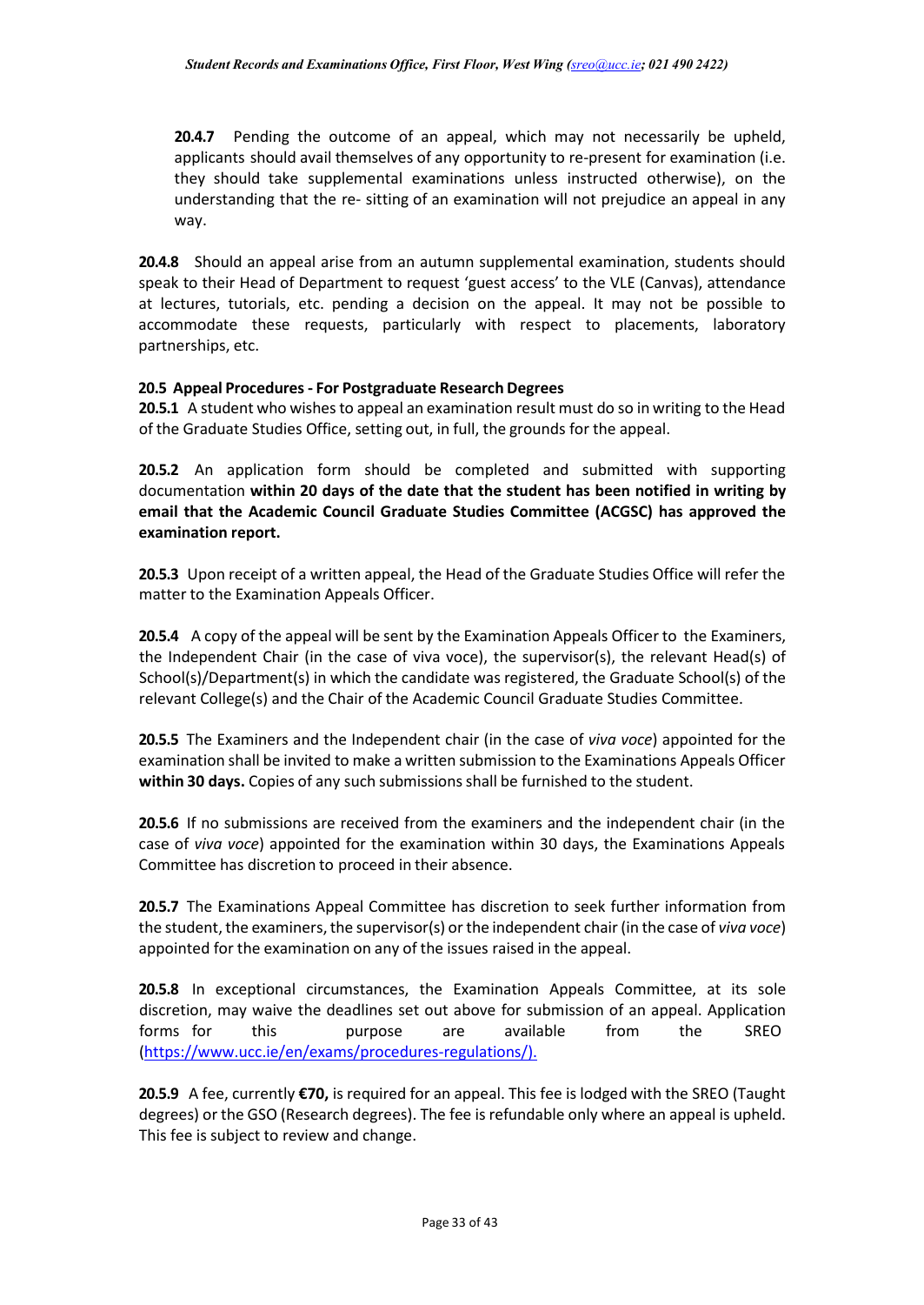**20.4.7** Pending the outcome of an appeal, which may not necessarily be upheld, applicants should avail themselves of any opportunity to re-present for examination (i.e. they should take supplemental examinations unless instructed otherwise), on the understanding that the re- sitting of an examination will not prejudice an appeal in any way.

**20.4.8** Should an appeal arise from an autumn supplemental examination, students should speak to their Head of Department to request 'guest access' to the VLE (Canvas), attendance at lectures, tutorials, etc. pending a decision on the appeal. It may not be possible to accommodate these requests, particularly with respect to placements, laboratory partnerships, etc.

**20.5 Appeal Procedures - For Postgraduate Research Degrees**

**20.5.1** A student who wishes to appeal an examination result must do so in writing to the Head of the Graduate Studies Office, setting out, in full, the grounds for the appeal.

**20.5.2** An application form should be completed and submitted with supporting documentation **within 20 days of the date that the student has been notified in writing by email that the Academic Council Graduate Studies Committee (ACGSC) has approved the examination report.**

**20.5.3** Upon receipt of a written appeal, the Head of the Graduate Studies Office will refer the matter to the Examination Appeals Officer.

**20.5.4** A copy of the appeal will be sent by the Examination Appeals Officer to the Examiners, the Independent Chair (in the case of viva voce), the supervisor(s), the relevant Head(s) of School(s)/Department(s) in which the candidate was registered, the Graduate School(s) of the relevant College(s) and the Chair of the Academic Council Graduate Studies Committee.

**20.5.5** The Examiners and the Independent chair (in the case of *viva voce*) appointed for the examination shall be invited to make a written submission to the Examinations Appeals Officer **within 30 days.** Copies of any such submissions shall be furnished to the student.

**20.5.6** If no submissions are received from the examiners and the independent chair (in the case of *viva voce*) appointed for the examination within 30 days, the Examinations Appeals Committee has discretion to proceed in their absence.

**20.5.7** The Examinations Appeal Committee has discretion to seek further information from the student, the examiners, the supervisor(s) or the independent chair (in the case of *viva voce*) appointed for the examination on any of the issues raised in the appeal.

**20.5.8** In exceptional circumstances, the Examination Appeals Committee, at its sole discretion, may waive the deadlines set out above for submission of an appeal. Application forms for this purpose are available from the SREO (https://www.ucc.ie/en/exams/procedures-regulations/).

**20.5.9** A fee, currently **€70,** is required for an appeal. This fee is lodged with the SREO (Taught degrees) or the GSO (Research degrees). The fee is refundable only where an appeal is upheld. This fee is subject to review and change.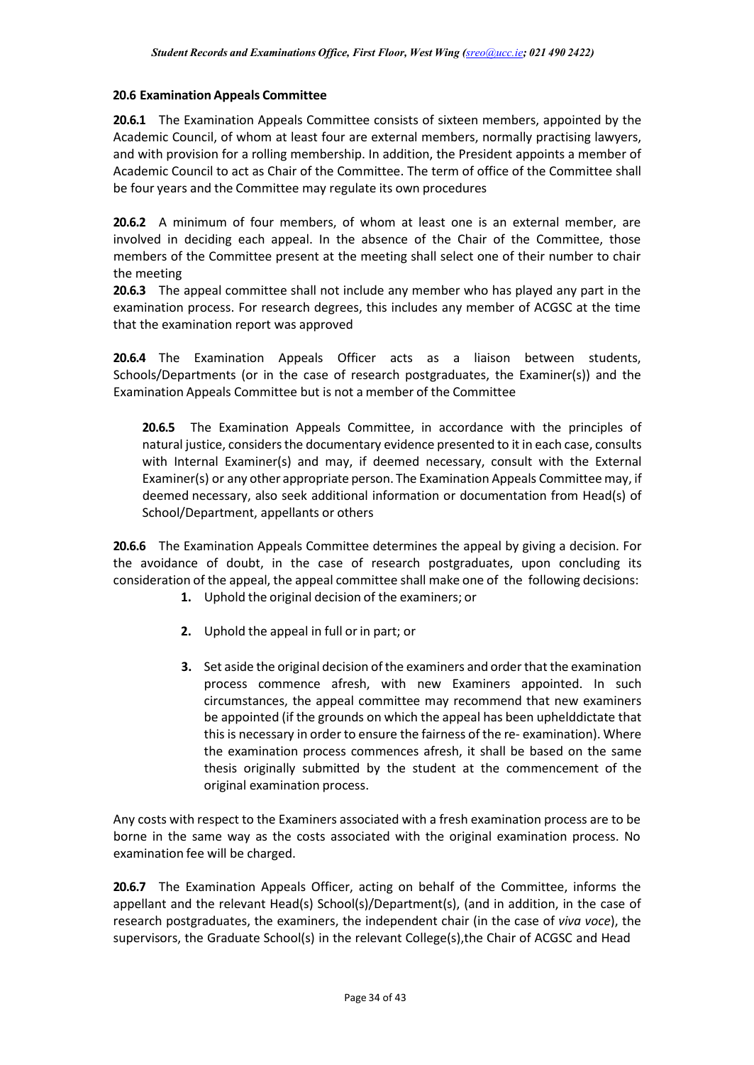### 20.6 Examination Appeals Committee

**20.6.1** The Examination Appeals Committee consists of sixteen members, appointed by the Academic Council, of whom at least four are external members, normally practising lawyers, and with provision for a rolling membership. In addition, the President appoints a member of Academic Council to act as Chair of the Committee. The term of office of the Committee shall be four years and the Committee may regulate its own procedures

**20.6.2** A minimum of four members, of whom at least one is an external member, are involved in deciding each appeal. In the absence of the Chair of the Committee, those members of the Committee present at the meeting shall select one of their number to chair the meeting

**20.6.3** The appeal committee shall not include any member who has played any part in the examination process. For research degrees, this includes any member of ACGSC at the time that the examination report was approved

**20.6.4** The Examination Appeals Officer acts as a liaison between students, Schools/Departments (or in the case of research postgraduates, the Examiner(s)) and the Examination Appeals Committee but is not a member of the Committee

**20.6.5** The Examination Appeals Committee, in accordance with the principles of natural justice, considers the documentary evidence presented to it in each case, consults with Internal Examiner(s) and may, if deemed necessary, consult with the External Examiner(s) or any other appropriate person. The Examination Appeals Committee may, if deemed necessary, also seek additional information or documentation from Head(s) of School/Department, appellants or others

**20.6.6** The Examination Appeals Committee determines the appeal by giving a decision. For the avoidance of doubt, in the case of research postgraduates, upon concluding its consideration of the appeal, the appeal committee shall make one of the following decisions:

1. Uphold the original decision of the examiners; or
2. Uphold the appeal in full or in part; or
3. Set aside the original decision of the examiners and order that the examination process commence afresh, with new Examiners appointed. In such circumstances, the appeal committee may recommend that new examiners be appointed (if the grounds on which the appeal has been uphelddictate that this is necessary in order to ensure the fairness of the re- examination). Where the examination process commences afresh, it shall be based on the same thesis originally submitted by the student at the commencement of the original examination process.

Any costs with respect to the Examiners associated with a fresh examination process are to be borne in the same way as the costs associated with the original examination process. No examination fee will be charged.

**20.6.7** The Examination Appeals Officer, acting on behalf of the Committee, informs the appellant and the relevant Head(s) School(s)/Department(s), (and in addition, in the case of research postgraduates, the examiners, the independent chair (in the case of *viva voce*), the supervisors, the Graduate School(s) in the relevant College(s),the Chair of ACGSC and Head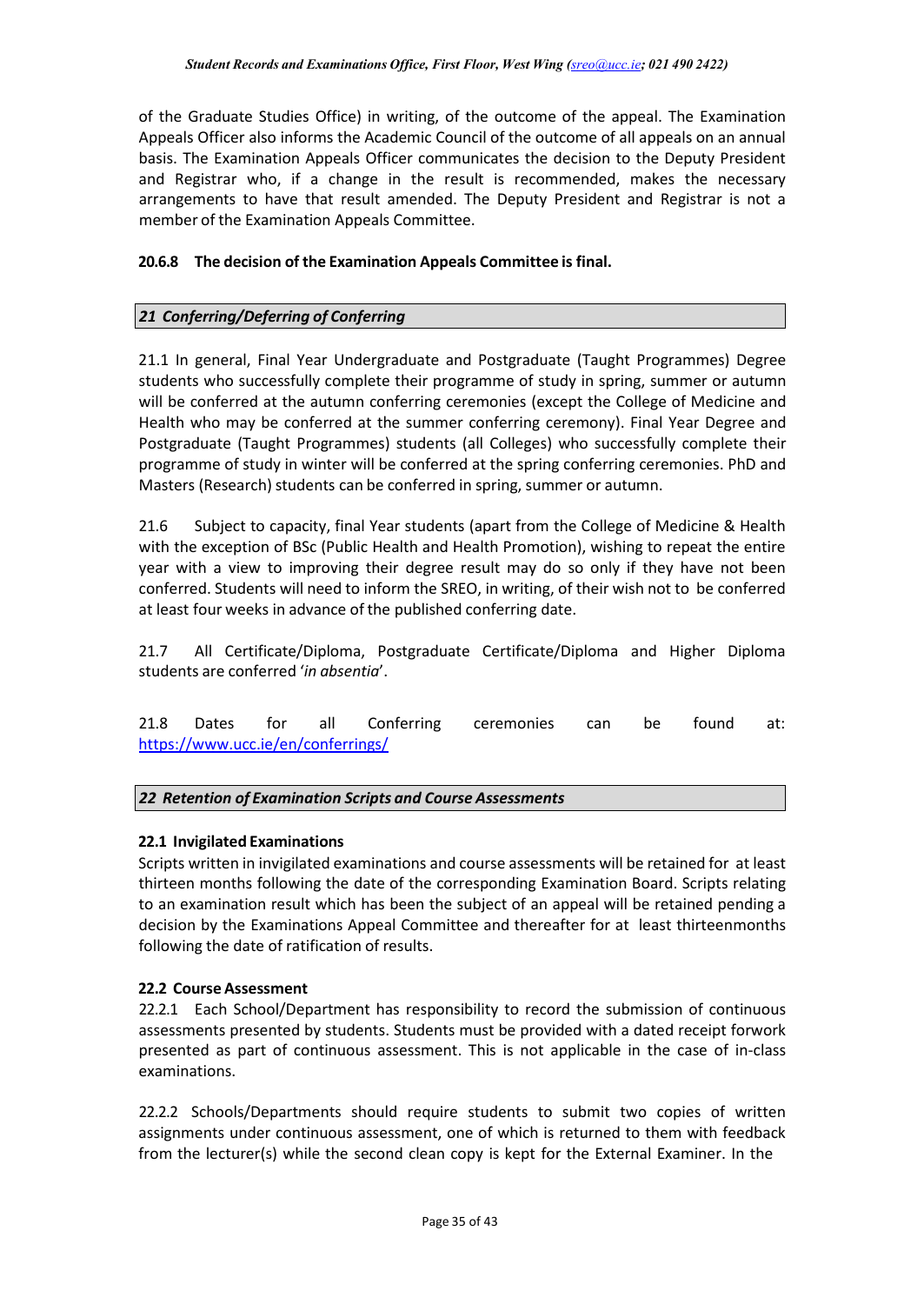of the Graduate Studies Office) in writing, of the outcome of the appeal. The Examination Appeals Officer also informs the Academic Council of the outcome of all appeals on an annual basis. The Examination Appeals Officer communicates the decision to the Deputy President and Registrar who, if a change in the result is recommended, makes the necessary arrangements to have that result amended. The Deputy President and Registrar is not a member of the Examination Appeals Committee.

**20.6.8 The decision of the Examination Appeals Committee is final.**

## *21 Conferring/Deferring of Conferring*

21.1 In general, Final Year Undergraduate and Postgraduate (Taught Programmes) Degree students who successfully complete their programme of study in spring, summer or autumn will be conferred at the autumn conferring ceremonies (except the College of Medicine and Health who may be conferred at the summer conferring ceremony). Final Year Degree and Postgraduate (Taught Programmes) students (all Colleges) who successfully complete their programme of study in winter will be conferred at the spring conferring ceremonies. PhD and Masters (Research) students can be conferred in spring, summer or autumn.

21.6 Subject to capacity, final Year students (apart from the College of Medicine & Health with the exception of BSc (Public Health and Health Promotion), wishing to repeat the entire year with a view to improving their degree result may do so only if they have not been conferred. Students will need to inform the SREO, in writing, of their wish not to be conferred at least four weeks in advance of the published conferring date.

21.7 All Certificate/Diploma, Postgraduate Certificate/Diploma and Higher Diploma students are conferred '*in absentia*'.

21.8 Dates for all Conferring ceremonies can be found at: https://www.ucc.ie/en/conferrings/

## *22 Retention of Examination Scripts and Course Assessments*

### 22.1 Invigilated Examinations

Scripts written in invigilated examinations and course assessments will be retained for at least thirteen months following the date of the corresponding Examination Board. Scripts relating to an examination result which has been the subject of an appeal will be retained pending a decision by the Examinations Appeal Committee and thereafter for at least thirteenmonths following the date of ratification of results.

### 22.2 Course Assessment

22.2.1 Each School/Department has responsibility to record the submission of continuous assessments presented by students. Students must be provided with a dated receipt forwork presented as part of continuous assessment. This is not applicable in the case of in-class examinations.

22.2.2 Schools/Departments should require students to submit two copies of written assignments under continuous assessment, one of which is returned to them with feedback from the lecturer(s) while the second clean copy is kept for the External Examiner. In the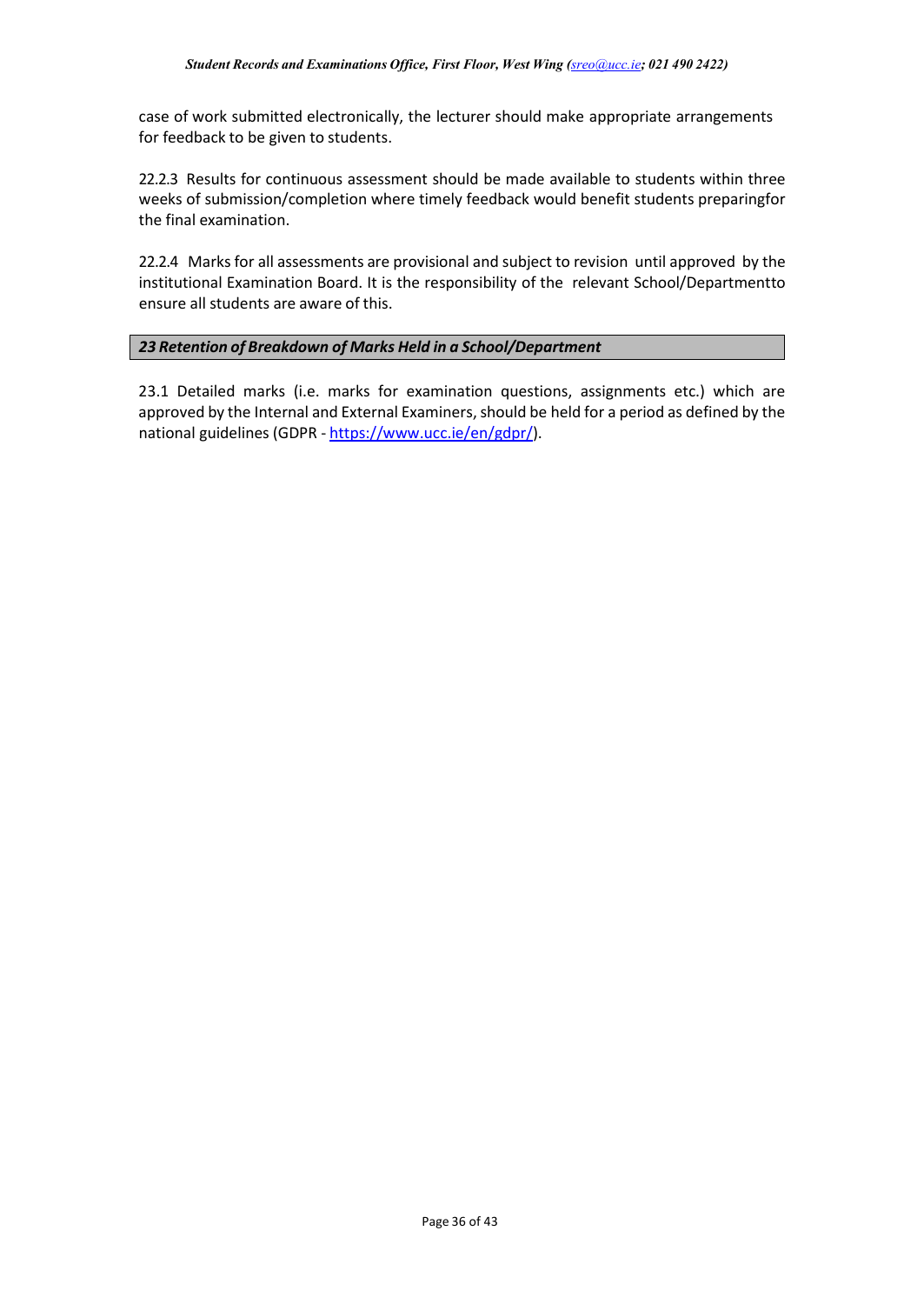case of work submitted electronically, the lecturer should make appropriate arrangements for feedback to be given to students.

22.2.3 Results for continuous assessment should be made available to students within three weeks of submission/completion where timely feedback would benefit students preparingfor the final examination.

22.2.4 Marks for all assessments are provisional and subject to revision until approved by the institutional Examination Board. It is the responsibility of the relevant School/Departmentto ensure all students are aware of this.

## *23 Retention of Breakdown of Marks Held in a School/Department*

23.1 Detailed marks (i.e. marks for examination questions, assignments etc.) which are approved by the Internal and External Examiners, should be held for a period as defined by the national guidelines (GDPR - [https://www.ucc.ie/en/gdpr/](https://www.ucc.ie/en/gdpr/)).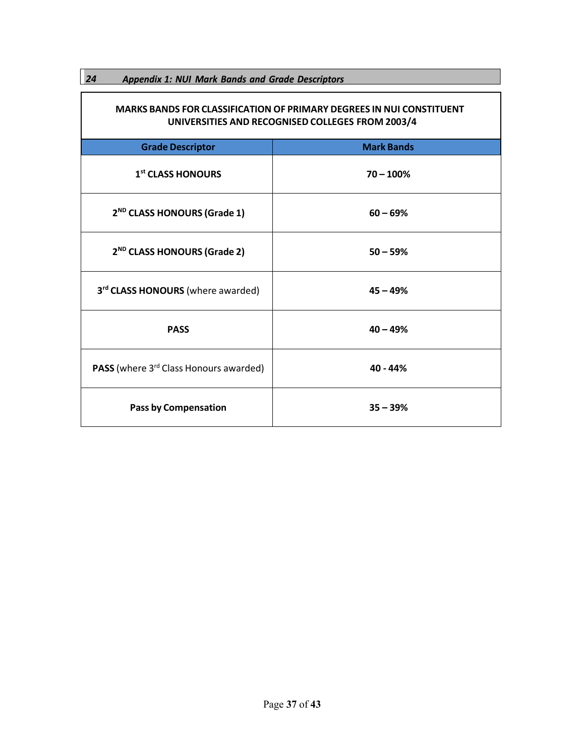## 24 Appendix 1: NUI Mark Bands and Grade Descriptors

| MARKS BANDS FOR CLASSIFICATION OF PRIMARY DEGREES IN NUI CONSTITUENT UNIVERSITIES AND RECOGNISED COLLEGES FROM 2003/4 | |
|---|---|
| **Grade Descriptor** | **Mark Bands** |
| **1st CLASS HONOURS** | **70 – 100%** |
| **2ND CLASS HONOURS (Grade 1)** | **60 – 69%** |
| **2ND CLASS HONOURS (Grade 2)** | **50 – 59%** |
| **3rd CLASS HONOURS** (where awarded) | **45 – 49%** |
| **PASS** | **40 – 49%** |
| **PASS** (where 3rd Class Honours awarded) | **40 - 44%** |
| **Pass by Compensation** | **35 – 39%** |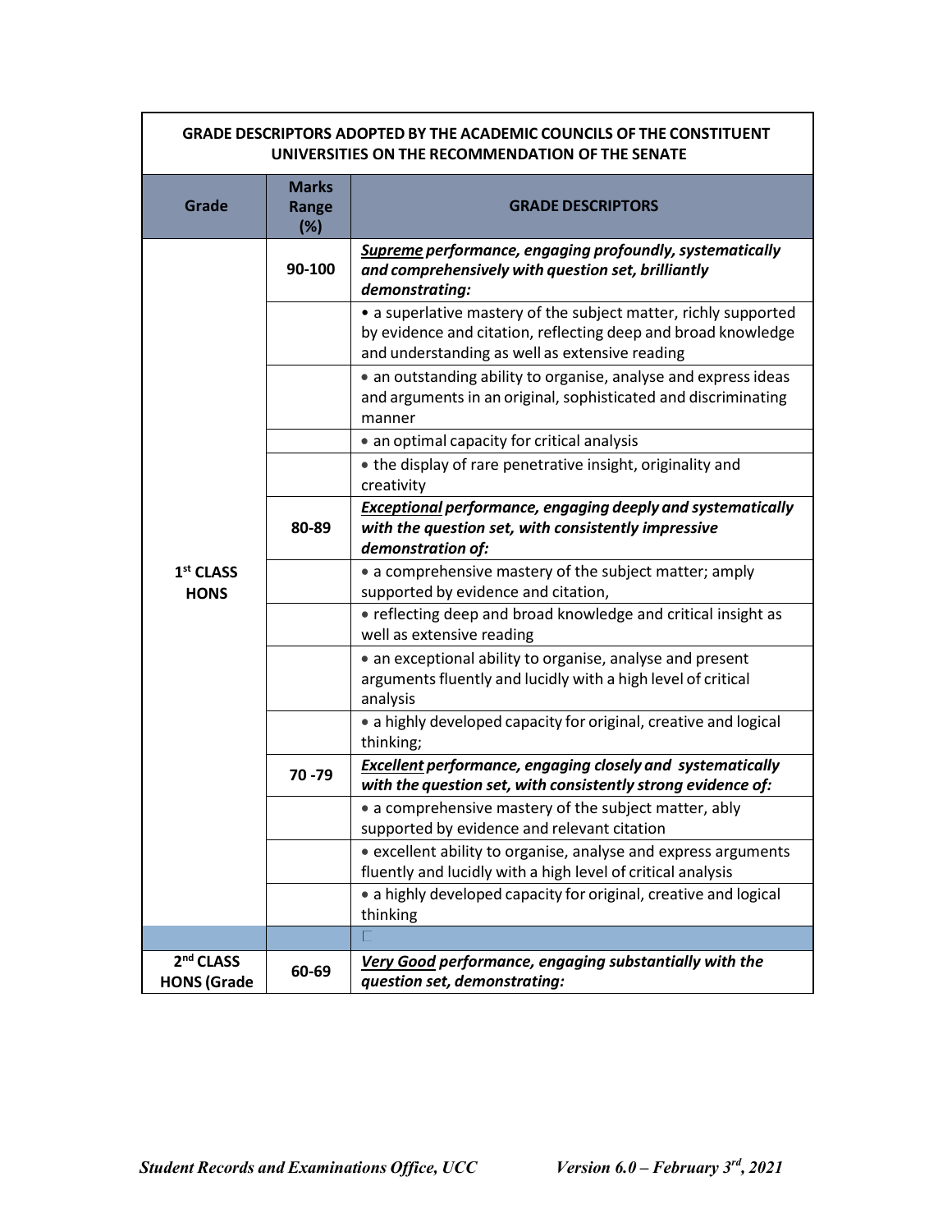| GRADE DESCRIPTORS ADOPTED BY THE ACADEMIC COUNCILS OF THE CONSTITUENT UNIVERSITIES ON THE RECOMMENDATION OF THE SENATE | | |
|---|---|---|
| **Grade** | **Marks Range (%)** | **GRADE DESCRIPTORS** |
| 1st CLASS HONS | 90-100 | ***Supreme** performance, engaging profoundly, systematically and comprehensively with question set, brilliantly demonstrating:* |
| | | • a superlative mastery of the subject matter, richly supported by evidence and citation, reflecting deep and broad knowledge and understanding as well as extensive reading |
| | | • an outstanding ability to organise, analyse and express ideas and arguments in an original, sophisticated and discriminating manner |
| | | • an optimal capacity for critical analysis |
| | | • the display of rare penetrative insight, originality and creativity |
| | 80-89 | ***Exceptional** performance, engaging deeply and systematically with the question set, with consistently impressive demonstration of:* |
| | | • a comprehensive mastery of the subject matter; amply supported by evidence and citation, |
| | | • reflecting deep and broad knowledge and critical insight as well as extensive reading |
| | | • an exceptional ability to organise, analyse and present arguments fluently and lucidly with a high level of critical analysis |
| | | • a highly developed capacity for original, creative and logical thinking; |
| | 70 -79 | ***Excellent** performance, engaging closely and systematically with the question set, with consistently strong evidence of:* |
| | | • a comprehensive mastery of the subject matter, ably supported by evidence and relevant citation |
| | | • excellent ability to organise, analyse and express arguments fluently and lucidly with a high level of critical analysis |
| | | • a highly developed capacity for original, creative and logical thinking |
| | | |
| 2nd CLASS HONS (Grade | 60-69 | ***Very Good** performance, engaging substantially with the question set, demonstrating:* |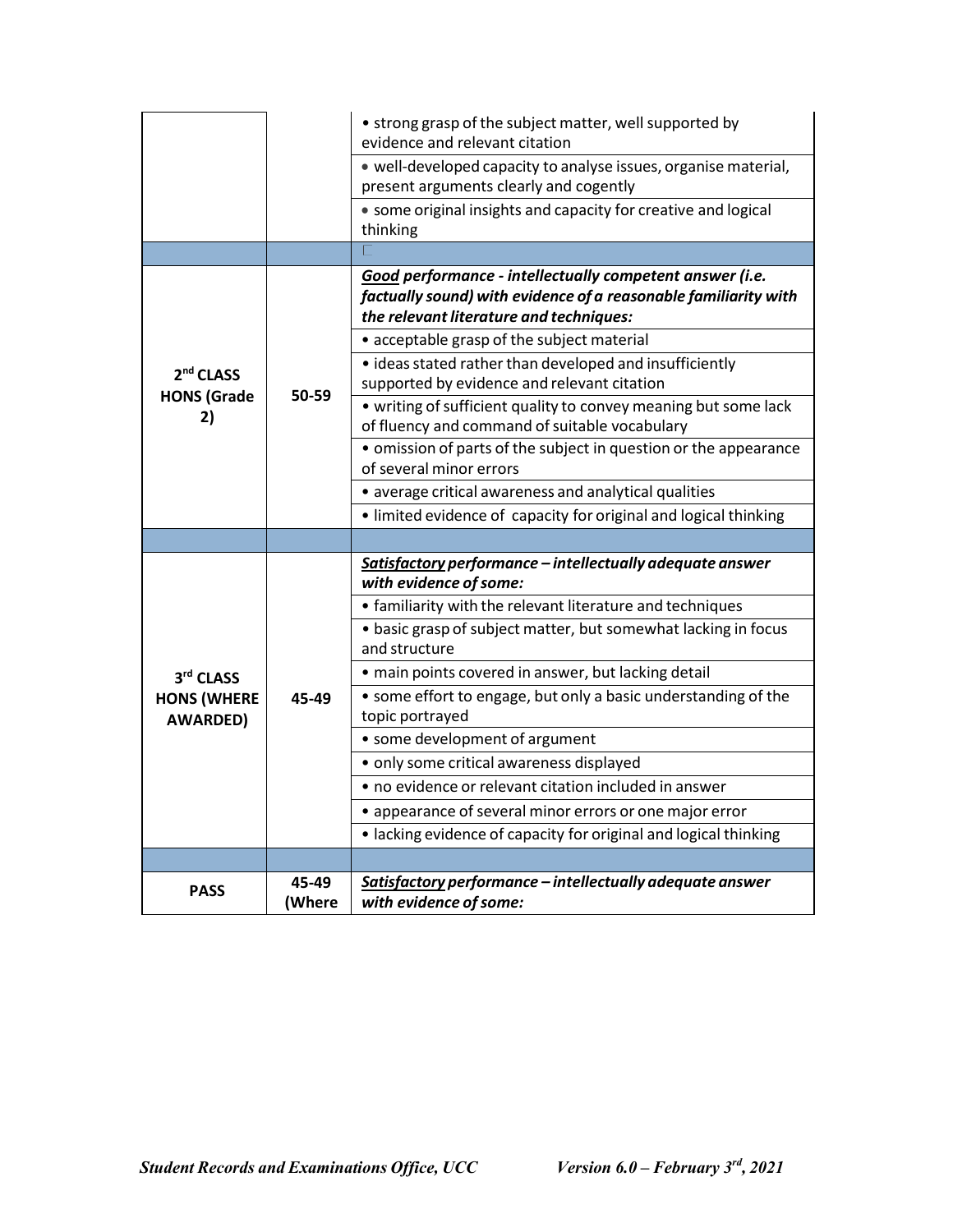| | | |
|---|---|---|
| | | • strong grasp of the subject matter, well supported by evidence and relevant citation |
| | | • well-developed capacity to analyse issues, organise material, present arguments clearly and cogently |
| | | • some original insights and capacity for creative and logical thinking |
| | | |
| **2nd CLASS HONS (Grade 2)** | **50-59** | ***Good performance - intellectually competent answer (i.e. factually sound) with evidence of a reasonable familiarity with the relevant literature and techniques:*** |
| | | • acceptable grasp of the subject material |
| | | • ideas stated rather than developed and insufficiently supported by evidence and relevant citation |
| | | • writing of sufficient quality to convey meaning but some lack of fluency and command of suitable vocabulary |
| | | • omission of parts of the subject in question or the appearance of several minor errors |
| | | • average critical awareness and analytical qualities |
| | | • limited evidence of capacity for original and logical thinking |
| | | |
| **3rd CLASS HONS (WHERE AWARDED)** | **45-49** | ***Satisfactory performance – intellectually adequate answer with evidence of some:*** |
| | | • familiarity with the relevant literature and techniques |
| | | • basic grasp of subject matter, but somewhat lacking in focus and structure |
| | | • main points covered in answer, but lacking detail |
| | | • some effort to engage, but only a basic understanding of the topic portrayed |
| | | • some development of argument |
| | | • only some critical awareness displayed |
| | | • no evidence or relevant citation included in answer |
| | | • appearance of several minor errors or one major error |
| | | • lacking evidence of capacity for original and logical thinking |
| | | |
| **PASS** | **45-49 (Where** | ***Satisfactory performance – intellectually adequate answer with evidence of some:*** |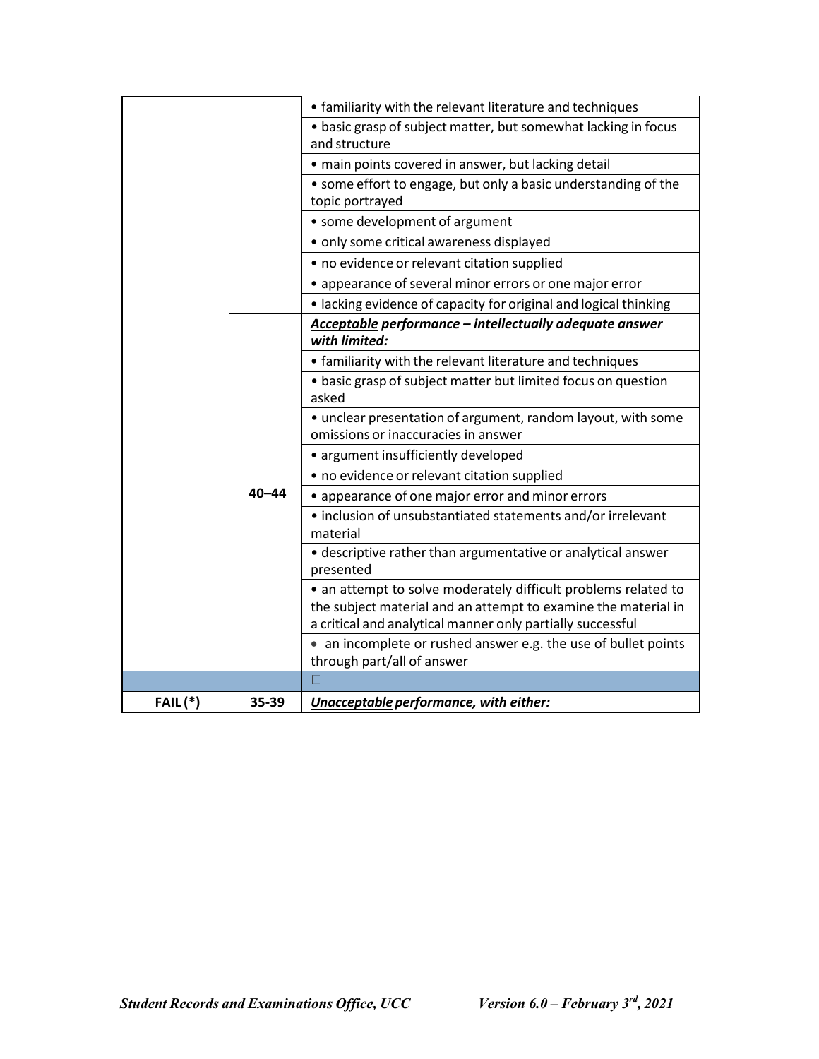| | | |
|---|---|---|
| | | • familiarity with the relevant literature and techniques |
| | | • basic grasp of subject matter, but somewhat lacking in focus and structure |
| | | • main points covered in answer, but lacking detail |
| | | • some effort to engage, but only a basic understanding of the topic portrayed |
| | | • some development of argument |
| | | • only some critical awareness displayed |
| | | • no evidence or relevant citation supplied |
| | | • appearance of several minor errors or one major error |
| | | • lacking evidence of capacity for original and logical thinking |
| | 40–44 | ***Acceptable* performance – intellectually adequate answer with limited:** |
| | | • familiarity with the relevant literature and techniques |
| | | • basic grasp of subject matter but limited focus on question asked |
| | | • unclear presentation of argument, random layout, with some omissions or inaccuracies in answer |
| | | • argument insufficiently developed |
| | | • no evidence or relevant citation supplied |
| | | • appearance of one major error and minor errors |
| | | • inclusion of unsubstantiated statements and/or irrelevant material |
| | | • descriptive rather than argumentative or analytical answer presented |
| | | • an attempt to solve moderately difficult problems related to the subject material and an attempt to examine the material in a critical and analytical manner only partially successful |
| | | • an incomplete or rushed answer e.g. the use of bullet points through part/all of answer |
| | | |
| **FAIL (*)** | **35-39** | ***Unacceptable* performance, with either:** |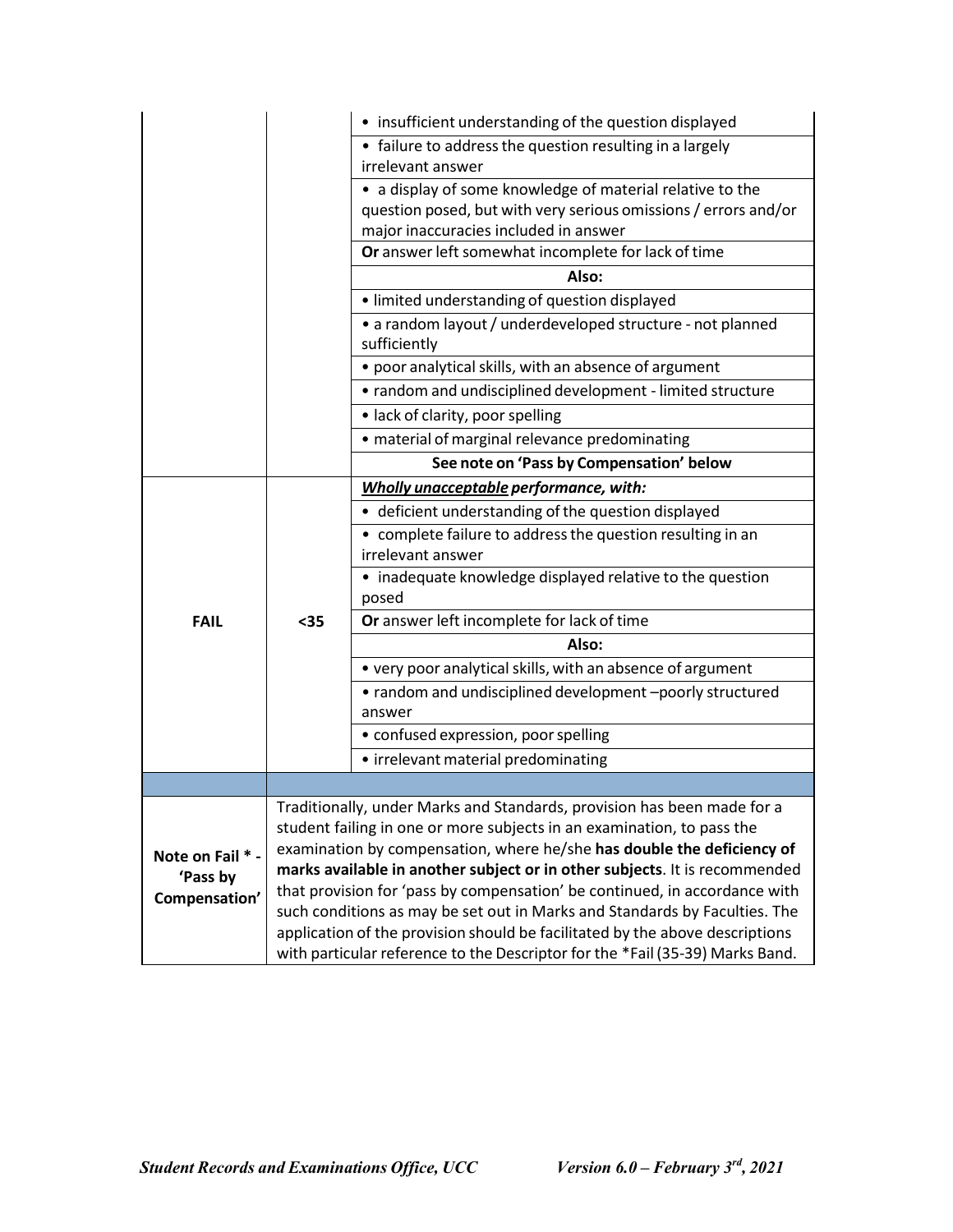| | | |
|---|---|---|
| | | • insufficient understanding of the question displayed |
| | | • failure to address the question resulting in a largely irrelevant answer |
| | | • a display of some knowledge of material relative to the question posed, but with very serious omissions / errors and/or major inaccuracies included in answer |
| | | **Or** answer left somewhat incomplete for lack of time |
| | | **Also:** |
| | | • limited understanding of question displayed |
| | | • a random layout / underdeveloped structure - not planned sufficiently |
| | | • poor analytical skills, with an absence of argument |
| | | • random and undisciplined development - limited structure |
| | | • lack of clarity, poor spelling |
| | | • material of marginal relevance predominating |
| | | **See note on 'Pass by Compensation' below** |
| **FAIL** | **<35** | ***<u>Wholly unacceptable</u> performance, with:*** |
| | | • deficient understanding of the question displayed |
| | | • complete failure to address the question resulting in an irrelevant answer |
| | | • inadequate knowledge displayed relative to the question posed |
| | | **Or** answer left incomplete for lack of time |
| | | **Also:** |
| | | • very poor analytical skills, with an absence of argument |
| | | • random and undisciplined development –poorly structured answer |
| | | • confused expression, poor spelling |
| | | • irrelevant material predominating |
| | | |
| **Note on Fail * - 'Pass by Compensation'** | Traditionally, under Marks and Standards, provision has been made for a student failing in one or more subjects in an examination, to pass the examination by compensation, where he/she **has double the deficiency of marks available in another subject or in other subjects**. It is recommended that provision for 'pass by compensation' be continued, in accordance with such conditions as may be set out in Marks and Standards by Faculties. The application of the provision should be facilitated by the above descriptions with particular reference to the Descriptor for the *Fail (35-39) Marks Band. | |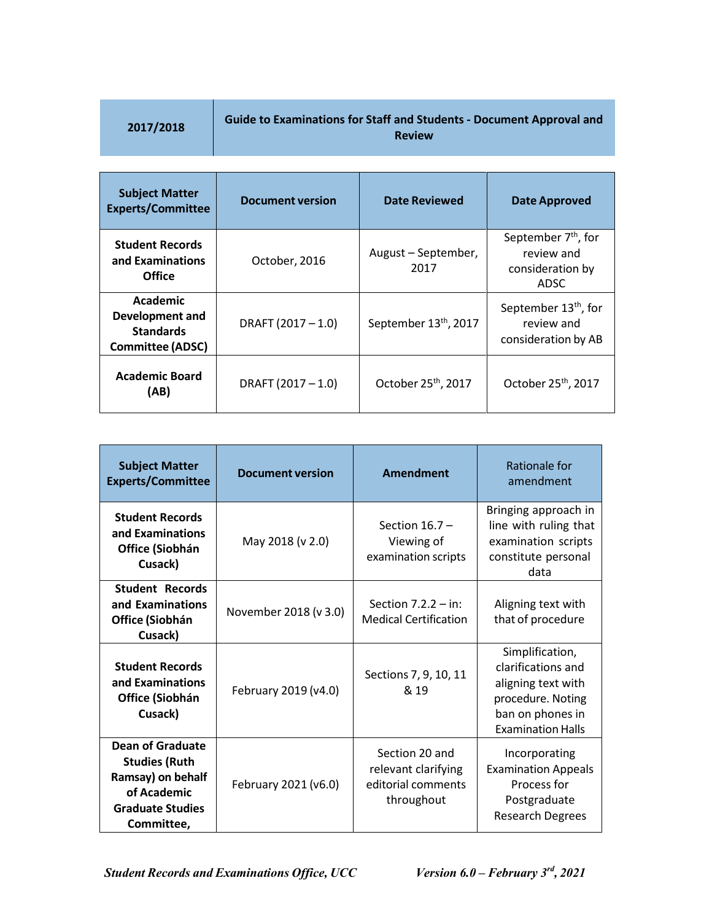| 2017/2018 | Guide to Examinations for Staff and Students - Document Approval and Review |
|---|---|

| Subject Matter Experts/Committee | Document version | Date Reviewed | Date Approved |
|---|---|---|---|
| **Student Records and Examinations Office** | October, 2016 | August – September, 2017 | September 7th, for review and consideration by ADSC |
| **Academic Development and Standards Committee (ADSC)** | DRAFT (2017 – 1.0) | September 13th, 2017 | September 13th, for review and consideration by AB |
| **Academic Board (AB)** | DRAFT (2017 – 1.0) | October 25th, 2017 | October 25th, 2017 |

| Subject Matter Experts/Committee | Document version | Amendment | Rationale for amendment |
|---|---|---|---|
| **Student Records and Examinations Office (Siobhán Cusack)** | May 2018 (v 2.0) | Section 16.7 – Viewing of examination scripts | Bringing approach in line with ruling that examination scripts constitute personal data |
| **Student Records and Examinations Office (Siobhán Cusack)** | November 2018 (v 3.0) | Section 7.2.2 – in: Medical Certification | Aligning text with that of procedure |
| **Student Records and Examinations Office (Siobhán Cusack)** | February 2019 (v4.0) | Sections 7, 9, 10, 11 & 19 | Simplification, clarifications and aligning text with procedure. Noting ban on phones in Examination Halls |
| **Dean of Graduate Studies (Ruth Ramsay) on behalf of Academic Graduate Studies Committee,** | February 2021 (v6.0) | Section 20 and relevant clarifying editorial comments throughout | Incorporating Examination Appeals Process for Postgraduate Research Degrees |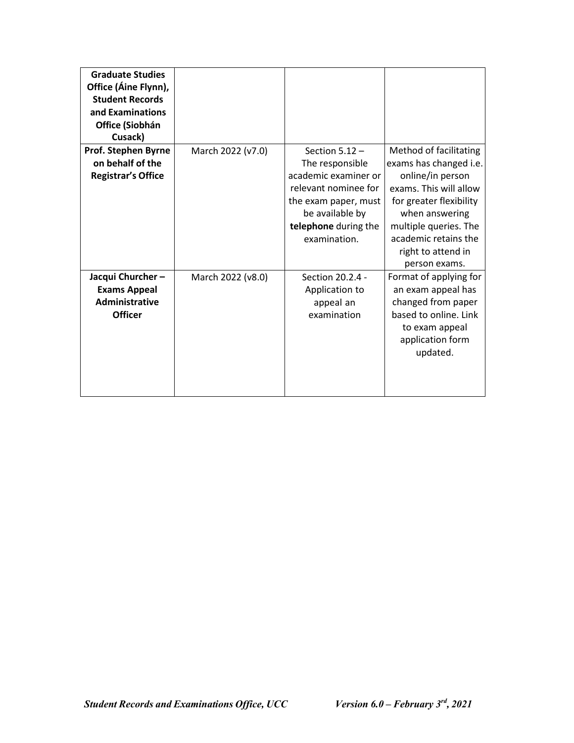| | | | |
|---|---|---|---|
| **Graduate Studies Office (Áine Flynn), Student Records and Examinations Office (Siobhán Cusack)** | | | |
| **Prof. Stephen Byrne on behalf of the Registrar's Office** | March 2022 (v7.0) | Section 5.12 – The responsible academic examiner or relevant nominee for the exam paper, must be available by **telephone** during the examination. | Method of facilitating exams has changed i.e. online/in person exams. This will allow for greater flexibility when answering multiple queries. The academic retains the right to attend in person exams. |
| **Jacqui Churcher – Exams Appeal Administrative Officer** | March 2022 (v8.0) | Section 20.2.4 - Application to appeal an examination | Format of applying for an exam appeal has changed from paper based to online. Link to exam appeal application form updated. |